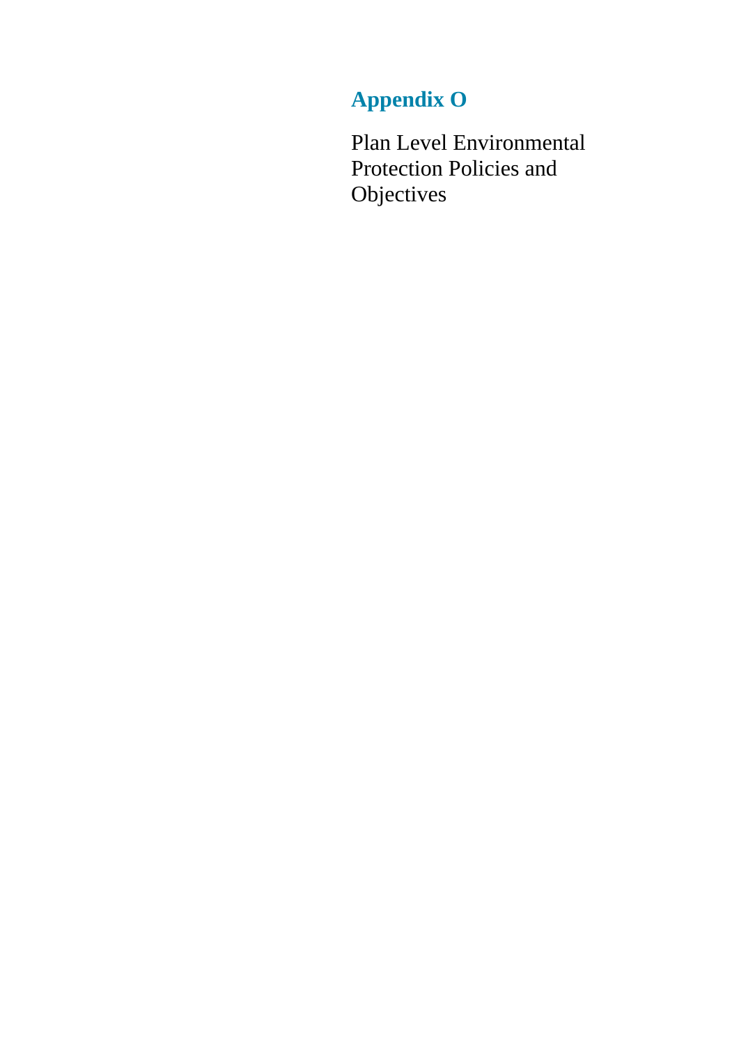# Appendix O

Plan Level Environmental Protection Policies and Objectives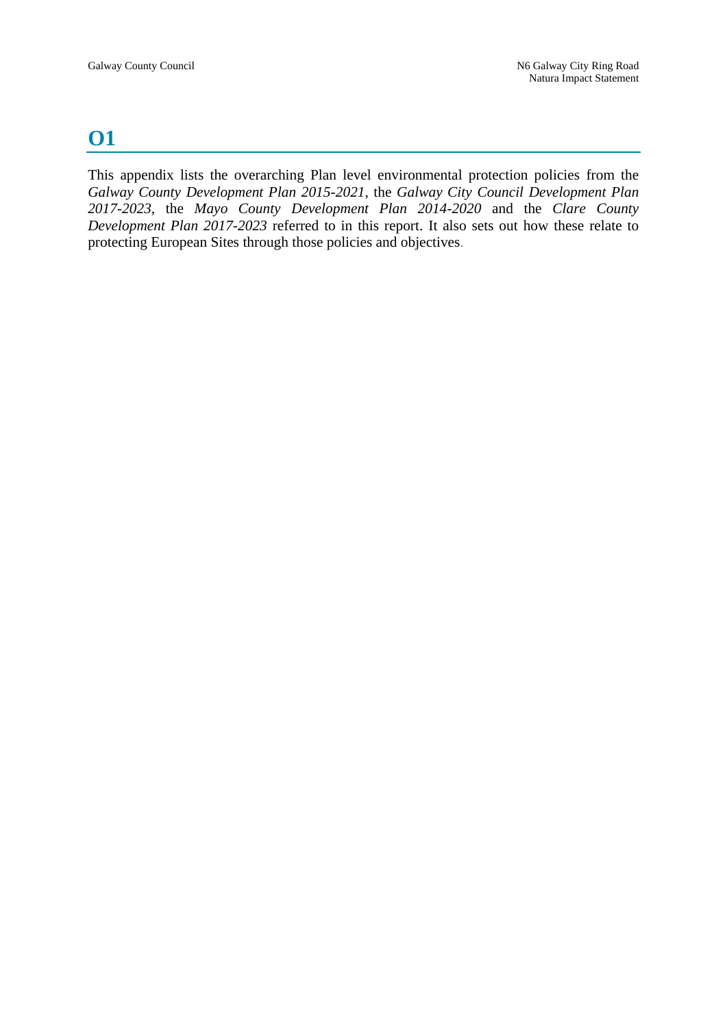# O1

This appendix lists the overarching Plan level environmental protection policies from the *Galway County Development Plan 2015-2021*, the *Galway City Council Development Plan 2017-2023*, the *Mayo County Development Plan 2014-2020* and the *Clare County Development Plan 2017-2023* referred to in this report. It also sets out how these relate to protecting European Sites through those policies and objectives.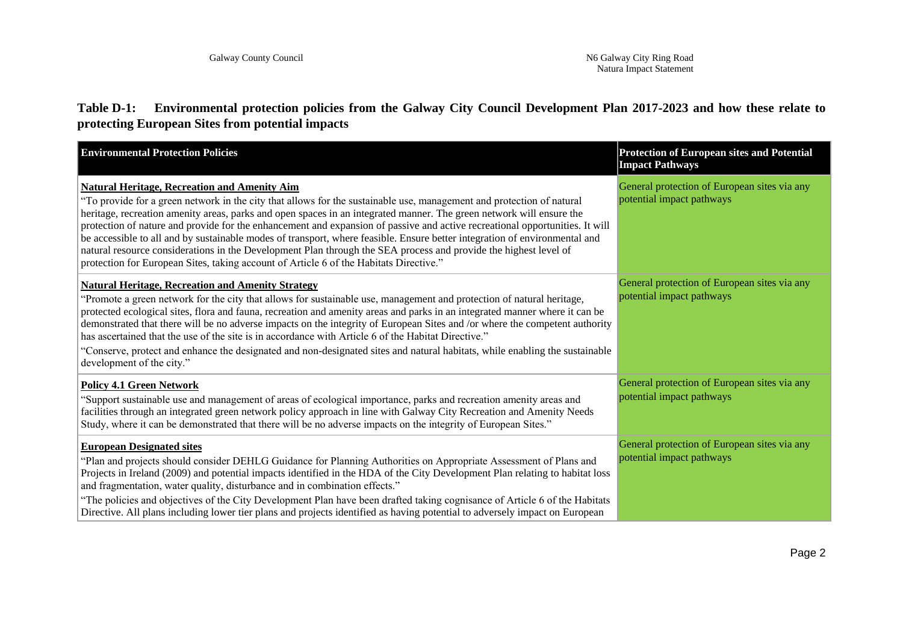**Table D-1: Environmental protection policies from the Galway City Council Development Plan 2017-2023 and how these relate to protecting European Sites from potential impacts**

| Environmental Protection Policies | Protection of European sites and Potential Impact Pathways |
|---|---|
| **Natural Heritage, Recreation and Amenity Aim**<br>"To provide for a green network in the city that allows for the sustainable use, management and protection of natural heritage, recreation amenity areas, parks and open spaces in an integrated manner. The green network will ensure the protection of nature and provide for the enhancement and expansion of passive and active recreational opportunities. It will be accessible to all and by sustainable modes of transport, where feasible. Ensure better integration of environmental and natural resource considerations in the Development Plan through the SEA process and provide the highest level of protection for European Sites, taking account of Article 6 of the Habitats Directive." | General protection of European sites via any potential impact pathways |
| **Natural Heritage, Recreation and Amenity Strategy**<br>"Promote a green network for the city that allows for sustainable use, management and protection of natural heritage, protected ecological sites, flora and fauna, recreation and amenity areas and parks in an integrated manner where it can be demonstrated that there will be no adverse impacts on the integrity of European Sites and /or where the competent authority has ascertained that the use of the site is in accordance with Article 6 of the Habitat Directive."<br>"Conserve, protect and enhance the designated and non-designated sites and natural habitats, while enabling the sustainable development of the city." | General protection of European sites via any potential impact pathways |
| **Policy 4.1 Green Network**<br>"Support sustainable use and management of areas of ecological importance, parks and recreation amenity areas and facilities through an integrated green network policy approach in line with Galway City Recreation and Amenity Needs Study, where it can be demonstrated that there will be no adverse impacts on the integrity of European Sites." | General protection of European sites via any potential impact pathways |
| **European Designated sites**<br>"Plan and projects should consider DEHLG Guidance for Planning Authorities on Appropriate Assessment of Plans and Projects in Ireland (2009) and potential impacts identified in the HDA of the City Development Plan relating to habitat loss and fragmentation, water quality, disturbance and in combination effects."<br>"The policies and objectives of the City Development Plan have been drafted taking cognisance of Article 6 of the Habitats Directive. All plans including lower tier plans and projects identified as having potential to adversely impact on European | General protection of European sites via any potential impact pathways |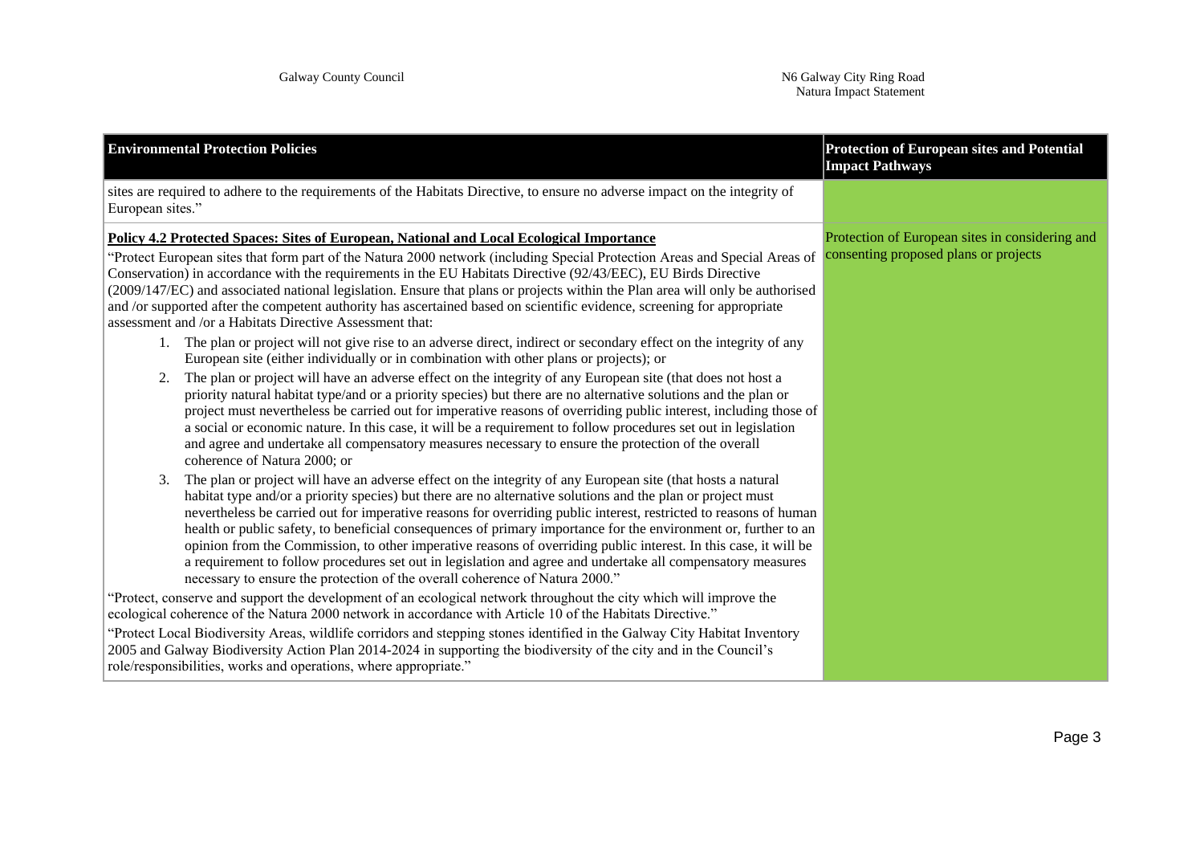| Environmental Protection Policies | Protection of European sites and Potential Impact Pathways |
|---|---|
| sites are required to adhere to the requirements of the Habitats Directive, to ensure no adverse impact on the integrity of European sites." | |
| **Policy 4.2 Protected Spaces: Sites of European, National and Local Ecological Importance**<br>"Protect European sites that form part of the Natura 2000 network (including Special Protection Areas and Special Areas of Conservation) in accordance with the requirements in the EU Habitats Directive (92/43/EEC), EU Birds Directive (2009/147/EC) and associated national legislation. Ensure that plans or projects within the Plan area will only be authorised and /or supported after the competent authority has ascertained based on scientific evidence, screening for appropriate assessment and /or a Habitats Directive Assessment that:<br>1. The plan or project will not give rise to an adverse direct, indirect or secondary effect on the integrity of any European site (either individually or in combination with other plans or projects); or<br>2. The plan or project will have an adverse effect on the integrity of any European site (that does not host a priority natural habitat type/and or a priority species) but there are no alternative solutions and the plan or project must nevertheless be carried out for imperative reasons of overriding public interest, including those of a social or economic nature. In this case, it will be a requirement to follow procedures set out in legislation and agree and undertake all compensatory measures necessary to ensure the protection of the overall coherence of Natura 2000; or<br>3. The plan or project will have an adverse effect on the integrity of any European site (that hosts a natural habitat type and/or a priority species) but there are no alternative solutions and the plan or project must nevertheless be carried out for imperative reasons for overriding public interest, restricted to reasons of human health or public safety, to beneficial consequences of primary importance for the environment or, further to an opinion from the Commission, to other imperative reasons of overriding public interest. In this case, it will be a requirement to follow procedures set out in legislation and agree and undertake all compensatory measures necessary to ensure the protection of the overall coherence of Natura 2000."<br>"Protect, conserve and support the development of an ecological network throughout the city which will improve the ecological coherence of the Natura 2000 network in accordance with Article 10 of the Habitats Directive."<br>"Protect Local Biodiversity Areas, wildlife corridors and stepping stones identified in the Galway City Habitat Inventory 2005 and Galway Biodiversity Action Plan 2014-2024 in supporting the biodiversity of the city and in the Council's role/responsibilities, works and operations, where appropriate." | Protection of European sites in considering and consenting proposed plans or projects |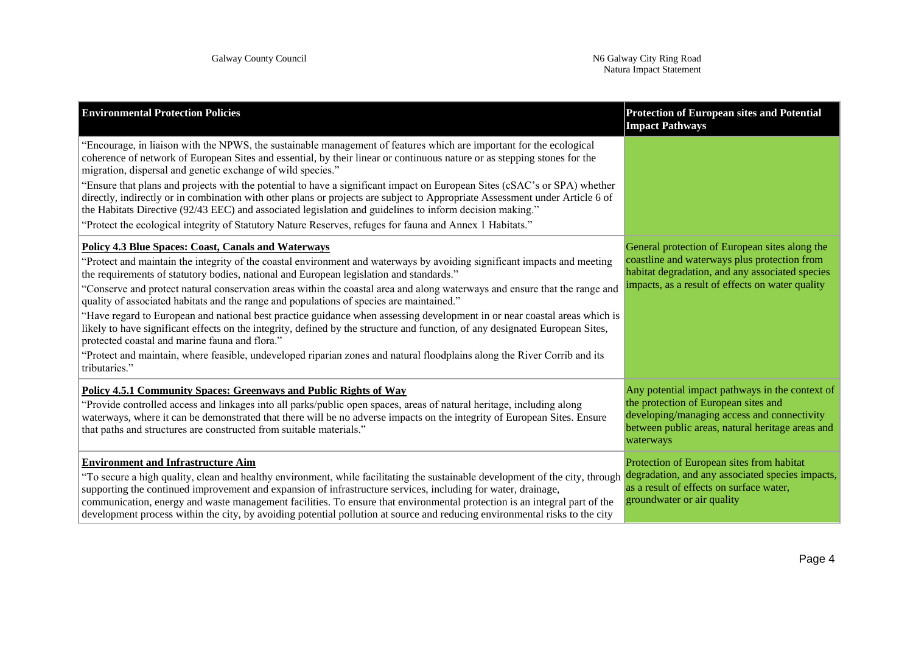| Environmental Protection Policies | Protection of European sites and Potential Impact Pathways |
| --- | --- |
| "Encourage, in liaison with the NPWS, the sustainable management of features which are important for the ecological coherence of network of European Sites and essential, by their linear or continuous nature or as stepping stones for the migration, dispersal and genetic exchange of wild species." <br><br> "Ensure that plans and projects with the potential to have a significant impact on European Sites (cSAC's or SPA) whether directly, indirectly or in combination with other plans or projects are subject to Appropriate Assessment under Article 6 of the Habitats Directive (92/43 EEC) and associated legislation and guidelines to inform decision making." <br><br> "Protect the ecological integrity of Statutory Nature Reserves, refuges for fauna and Annex 1 Habitats." | |
| **Policy 4.3 Blue Spaces: Coast, Canals and Waterways** <br><br> "Protect and maintain the integrity of the coastal environment and waterways by avoiding significant impacts and meeting the requirements of statutory bodies, national and European legislation and standards." <br><br> "Conserve and protect natural conservation areas within the coastal area and along waterways and ensure that the range and quality of associated habitats and the range and populations of species are maintained." <br><br> "Have regard to European and national best practice guidance when assessing development in or near coastal areas which is likely to have significant effects on the integrity, defined by the structure and function, of any designated European Sites, protected coastal and marine fauna and flora." <br><br> "Protect and maintain, where feasible, undeveloped riparian zones and natural floodplains along the River Corrib and its tributaries." | General protection of European sites along the coastline and waterways plus protection from habitat degradation, and any associated species impacts, as a result of effects on water quality |
| **Policy 4.5.1 Community Spaces: Greenways and Public Rights of Way** <br><br> "Provide controlled access and linkages into all parks/public open spaces, areas of natural heritage, including along waterways, where it can be demonstrated that there will be no adverse impacts on the integrity of European Sites. Ensure that paths and structures are constructed from suitable materials." | Any potential impact pathways in the context of the protection of European sites and developing/managing access and connectivity between public areas, natural heritage areas and waterways |
| **Environment and Infrastructure Aim** <br><br> "To secure a high quality, clean and healthy environment, while facilitating the sustainable development of the city, through supporting the continued improvement and expansion of infrastructure services, including for water, drainage, communication, energy and waste management facilities. To ensure that environmental protection is an integral part of the development process within the city, by avoiding potential pollution at source and reducing environmental risks to the city | Protection of European sites from habitat degradation, and any associated species impacts, as a result of effects on surface water, groundwater or air quality |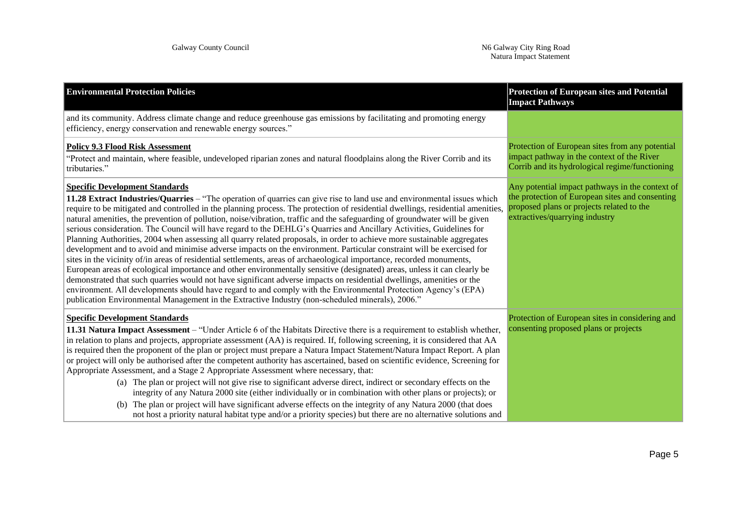| Environmental Protection Policies | Protection of European sites and Potential Impact Pathways |
| --- | --- |
| and its community. Address climate change and reduce greenhouse gas emissions by facilitating and promoting energy efficiency, energy conservation and renewable energy sources." | |
| **Policy 9.3 Flood Risk Assessment**<br>"Protect and maintain, where feasible, undeveloped riparian zones and natural floodplains along the River Corrib and its tributaries." | Protection of European sites from any potential impact pathway in the context of the River Corrib and its hydrological regime/functioning |
| **Specific Development Standards**<br>**11.28 Extract Industries/Quarries** – "The operation of quarries can give rise to land use and environmental issues which require to be mitigated and controlled in the planning process. The protection of residential dwellings, residential amenities, natural amenities, the prevention of pollution, noise/vibration, traffic and the safeguarding of groundwater will be given serious consideration. The Council will have regard to the DEHLG's Quarries and Ancillary Activities, Guidelines for Planning Authorities, 2004 when assessing all quarry related proposals, in order to achieve more sustainable aggregates development and to avoid and minimise adverse impacts on the environment. Particular constraint will be exercised for sites in the vicinity of/in areas of residential settlements, areas of archaeological importance, recorded monuments, European areas of ecological importance and other environmentally sensitive (designated) areas, unless it can clearly be demonstrated that such quarries would not have significant adverse impacts on residential dwellings, amenities or the environment. All developments should have regard to and comply with the Environmental Protection Agency's (EPA) publication Environmental Management in the Extractive Industry (non-scheduled minerals), 2006." | Any potential impact pathways in the context of the protection of European sites and consenting proposed plans or projects related to the extractives/quarrying industry |
| **Specific Development Standards**<br>**11.31 Natura Impact Assessment** – "Under Article 6 of the Habitats Directive there is a requirement to establish whether, in relation to plans and projects, appropriate assessment (AA) is required. If, following screening, it is considered that AA is required then the proponent of the plan or project must prepare a Natura Impact Statement/Natura Impact Report. A plan or project will only be authorised after the competent authority has ascertained, based on scientific evidence, Screening for Appropriate Assessment, and a Stage 2 Appropriate Assessment where necessary, that:<br>(a) The plan or project will not give rise to significant adverse direct, indirect or secondary effects on the integrity of any Natura 2000 site (either individually or in combination with other plans or projects); or<br>(b) The plan or project will have significant adverse effects on the integrity of any Natura 2000 (that does not host a priority natural habitat type and/or a priority species) but there are no alternative solutions and | Protection of European sites in considering and consenting proposed plans or projects |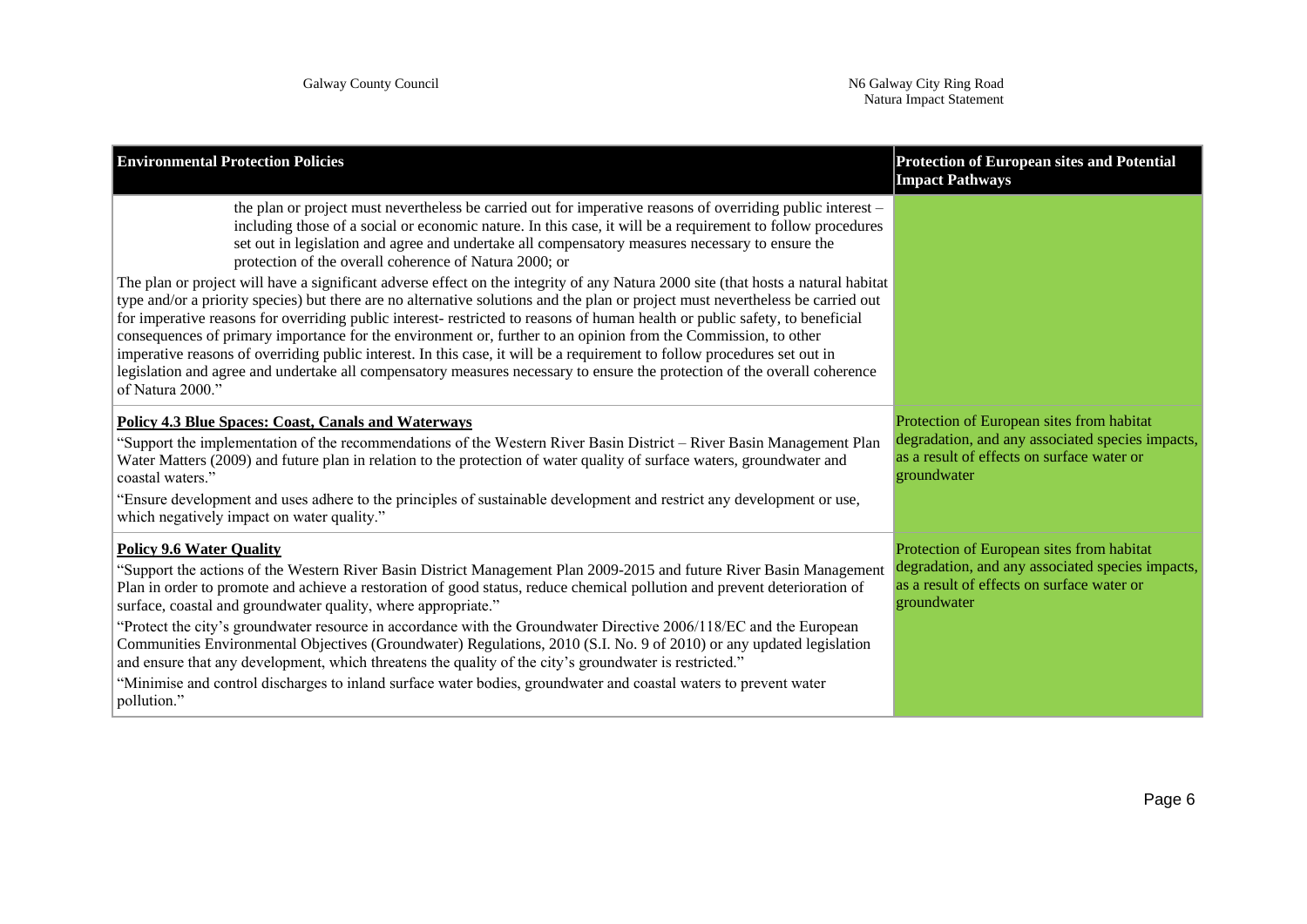| Environmental Protection Policies | Protection of European sites and Potential Impact Pathways |
|---|---|
| the plan or project must nevertheless be carried out for imperative reasons of overriding public interest – including those of a social or economic nature. In this case, it will be a requirement to follow procedures set out in legislation and agree and undertake all compensatory measures necessary to ensure the protection of the overall coherence of Natura 2000; or<br><br>The plan or project will have a significant adverse effect on the integrity of any Natura 2000 site (that hosts a natural habitat type and/or a priority species) but there are no alternative solutions and the plan or project must nevertheless be carried out for imperative reasons for overriding public interest- restricted to reasons of human health or public safety, to beneficial consequences of primary importance for the environment or, further to an opinion from the Commission, to other imperative reasons of overriding public interest. In this case, it will be a requirement to follow procedures set out in legislation and agree and undertake all compensatory measures necessary to ensure the protection of the overall coherence of Natura 2000." | |
| **Policy 4.3 Blue Spaces: Coast, Canals and Waterways**<br><br>"Support the implementation of the recommendations of the Western River Basin District – River Basin Management Plan Water Matters (2009) and future plan in relation to the protection of water quality of surface waters, groundwater and coastal waters."<br><br>"Ensure development and uses adhere to the principles of sustainable development and restrict any development or use, which negatively impact on water quality." | Protection of European sites from habitat degradation, and any associated species impacts, as a result of effects on surface water or groundwater |
| **Policy 9.6 Water Quality**<br><br>"Support the actions of the Western River Basin District Management Plan 2009-2015 and future River Basin Management Plan in order to promote and achieve a restoration of good status, reduce chemical pollution and prevent deterioration of surface, coastal and groundwater quality, where appropriate."<br><br>"Protect the city's groundwater resource in accordance with the Groundwater Directive 2006/118/EC and the European Communities Environmental Objectives (Groundwater) Regulations, 2010 (S.I. No. 9 of 2010) or any updated legislation and ensure that any development, which threatens the quality of the city's groundwater is restricted."<br><br>"Minimise and control discharges to inland surface water bodies, groundwater and coastal waters to prevent water pollution." | Protection of European sites from habitat degradation, and any associated species impacts, as a result of effects on surface water or groundwater |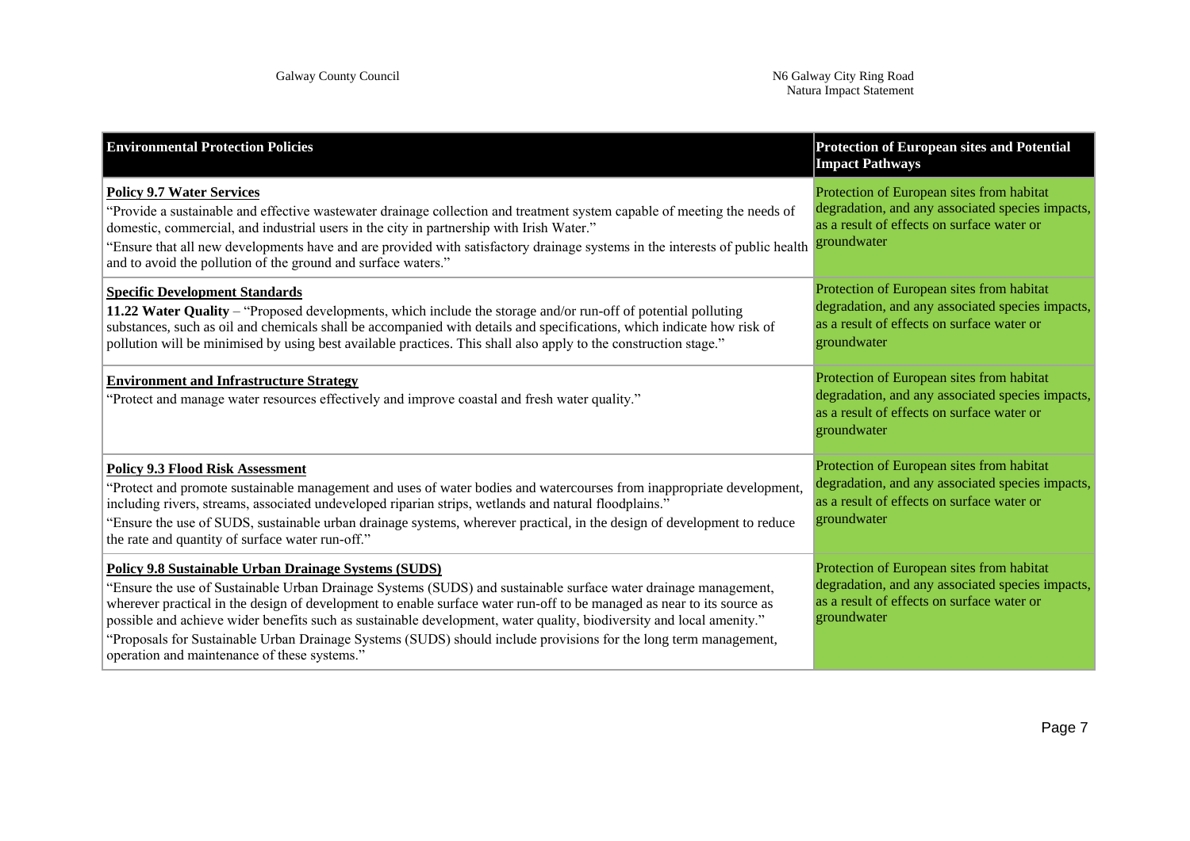| Environmental Protection Policies | Protection of European sites and Potential Impact Pathways |
| --- | --- |
| **Policy 9.7 Water Services**<br>"Provide a sustainable and effective wastewater drainage collection and treatment system capable of meeting the needs of domestic, commercial, and industrial users in the city in partnership with Irish Water."<br>"Ensure that all new developments have and are provided with satisfactory drainage systems in the interests of public health and to avoid the pollution of the ground and surface waters." | Protection of European sites from habitat degradation, and any associated species impacts, as a result of effects on surface water or groundwater |
| **Specific Development Standards**<br>**11.22 Water Quality** – "Proposed developments, which include the storage and/or run-off of potential polluting substances, such as oil and chemicals shall be accompanied with details and specifications, which indicate how risk of pollution will be minimised by using best available practices. This shall also apply to the construction stage." | Protection of European sites from habitat degradation, and any associated species impacts, as a result of effects on surface water or groundwater |
| **Environment and Infrastructure Strategy**<br>"Protect and manage water resources effectively and improve coastal and fresh water quality." | Protection of European sites from habitat degradation, and any associated species impacts, as a result of effects on surface water or groundwater |
| **Policy 9.3 Flood Risk Assessment**<br>"Protect and promote sustainable management and uses of water bodies and watercourses from inappropriate development, including rivers, streams, associated undeveloped riparian strips, wetlands and natural floodplains."<br>"Ensure the use of SUDS, sustainable urban drainage systems, wherever practical, in the design of development to reduce the rate and quantity of surface water run-off." | Protection of European sites from habitat degradation, and any associated species impacts, as a result of effects on surface water or groundwater |
| **Policy 9.8 Sustainable Urban Drainage Systems (SUDS)**<br>"Ensure the use of Sustainable Urban Drainage Systems (SUDS) and sustainable surface water drainage management, wherever practical in the design of development to enable surface water run-off to be managed as near to its source as possible and achieve wider benefits such as sustainable development, water quality, biodiversity and local amenity."<br>"Proposals for Sustainable Urban Drainage Systems (SUDS) should include provisions for the long term management, operation and maintenance of these systems." | Protection of European sites from habitat degradation, and any associated species impacts, as a result of effects on surface water or groundwater |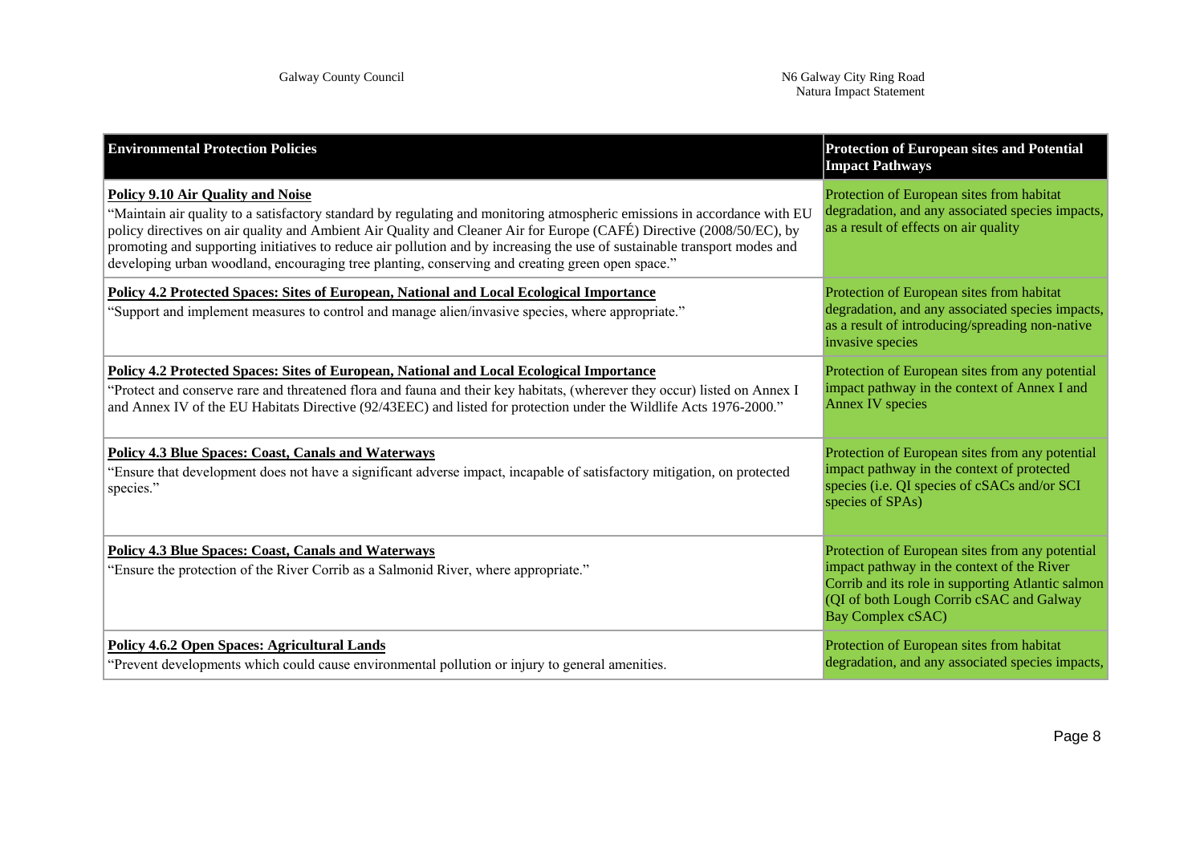| Environmental Protection Policies | Protection of European sites and Potential Impact Pathways |
|---|---|
| **Policy 9.10 Air Quality and Noise**<br>"Maintain air quality to a satisfactory standard by regulating and monitoring atmospheric emissions in accordance with EU policy directives on air quality and Ambient Air Quality and Cleaner Air for Europe (CAFÉ) Directive (2008/50/EC), by promoting and supporting initiatives to reduce air pollution and by increasing the use of sustainable transport modes and developing urban woodland, encouraging tree planting, conserving and creating green open space." | Protection of European sites from habitat degradation, and any associated species impacts, as a result of effects on air quality |
| **Policy 4.2 Protected Spaces: Sites of European, National and Local Ecological Importance**<br>"Support and implement measures to control and manage alien/invasive species, where appropriate." | Protection of European sites from habitat degradation, and any associated species impacts, as a result of introducing/spreading non-native invasive species |
| **Policy 4.2 Protected Spaces: Sites of European, National and Local Ecological Importance**<br>"Protect and conserve rare and threatened flora and fauna and their key habitats, (wherever they occur) listed on Annex I and Annex IV of the EU Habitats Directive (92/43EEC) and listed for protection under the Wildlife Acts 1976-2000." | Protection of European sites from any potential impact pathway in the context of Annex I and Annex IV species |
| **Policy 4.3 Blue Spaces: Coast, Canals and Waterways**<br>"Ensure that development does not have a significant adverse impact, incapable of satisfactory mitigation, on protected species." | Protection of European sites from any potential impact pathway in the context of protected species (i.e. QI species of cSACs and/or SCI species of SPAs) |
| **Policy 4.3 Blue Spaces: Coast, Canals and Waterways**<br>"Ensure the protection of the River Corrib as a Salmonid River, where appropriate." | Protection of European sites from any potential impact pathway in the context of the River Corrib and its role in supporting Atlantic salmon (QI of both Lough Corrib cSAC and Galway Bay Complex cSAC) |
| **Policy 4.6.2 Open Spaces: Agricultural Lands**<br>"Prevent developments which could cause environmental pollution or injury to general amenities. | Protection of European sites from habitat degradation, and any associated species impacts, |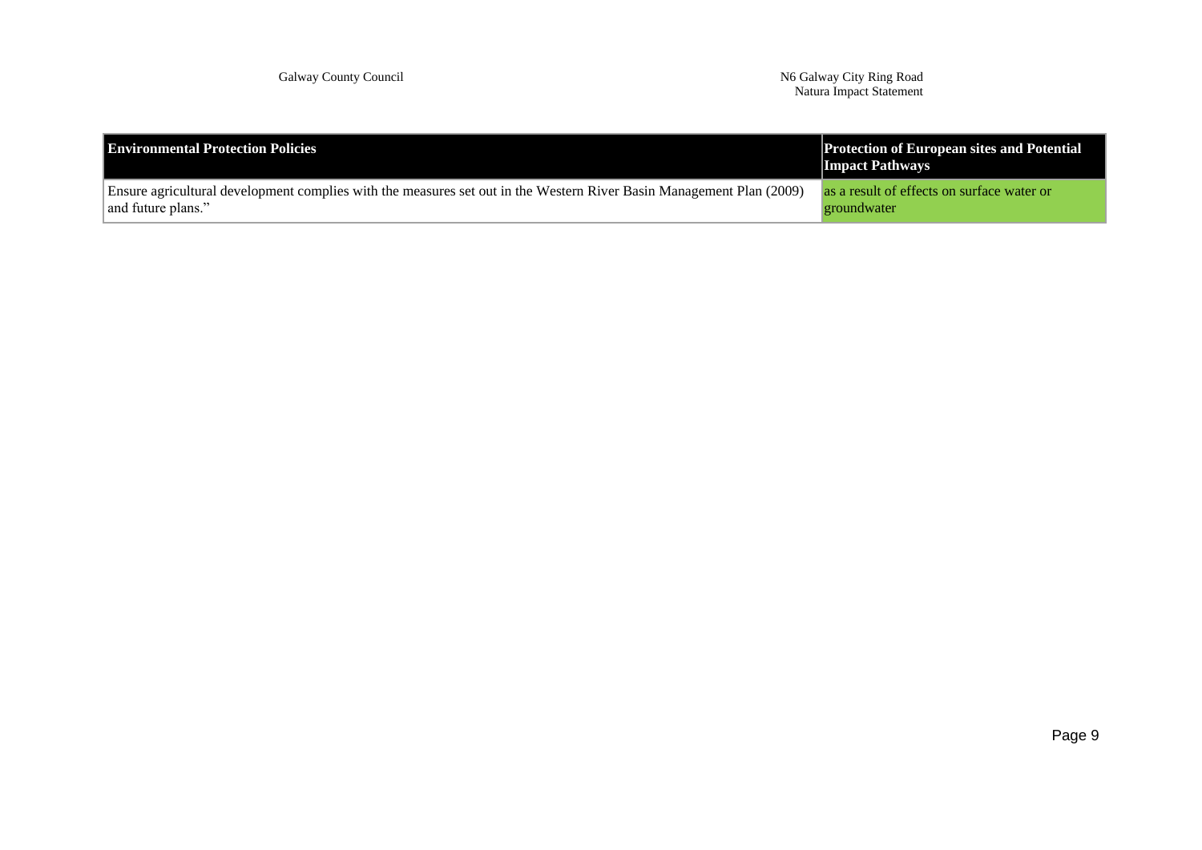| Environmental Protection Policies | Protection of European sites and Potential Impact Pathways |
|---|---|
| Ensure agricultural development complies with the measures set out in the Western River Basin Management Plan (2009) and future plans." | as a result of effects on surface water or groundwater |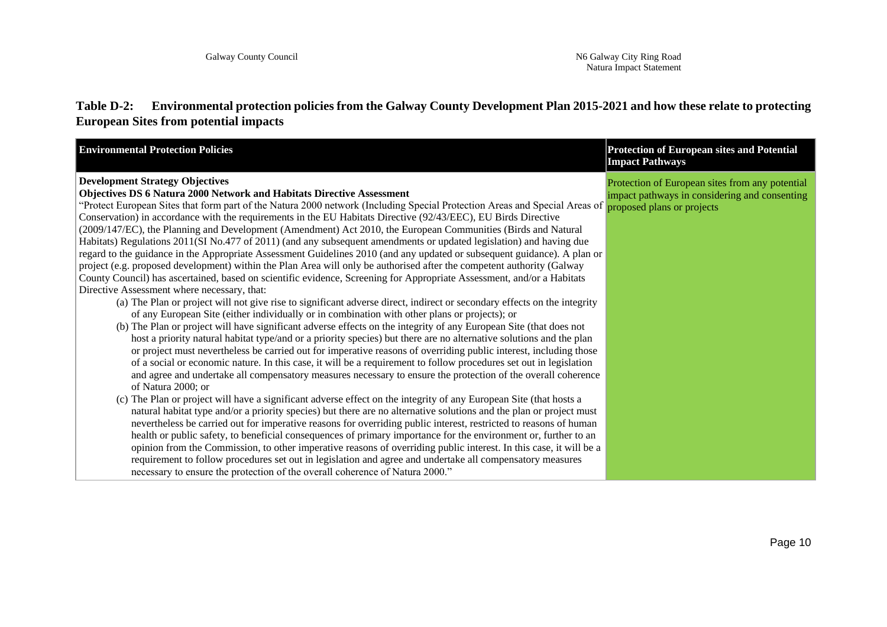**Table D-2: Environmental protection policies from the Galway County Development Plan 2015-2021 and how these relate to protecting European Sites from potential impacts**

| Environmental Protection Policies | Protection of European sites and Potential Impact Pathways |
|---|---|
| **Development Strategy Objectives**<br>**Objectives DS 6 Natura 2000 Network and Habitats Directive Assessment**<br>"Protect European Sites that form part of the Natura 2000 network (Including Special Protection Areas and Special Areas of Conservation) in accordance with the requirements in the EU Habitats Directive (92/43/EEC), EU Birds Directive (2009/147/EC), the Planning and Development (Amendment) Act 2010, the European Communities (Birds and Natural Habitats) Regulations 2011(SI No.477 of 2011) (and any subsequent amendments or updated legislation) and having due regard to the guidance in the Appropriate Assessment Guidelines 2010 (and any updated or subsequent guidance). A plan or project (e.g. proposed development) within the Plan Area will only be authorised after the competent authority (Galway County Council) has ascertained, based on scientific evidence, Screening for Appropriate Assessment, and/or a Habitats Directive Assessment where necessary, that:<br>(a) The Plan or project will not give rise to significant adverse direct, indirect or secondary effects on the integrity of any European Site (either individually or in combination with other plans or projects); or<br>(b) The Plan or project will have significant adverse effects on the integrity of any European Site (that does not host a priority natural habitat type/and or a priority species) but there are no alternative solutions and the plan or project must nevertheless be carried out for imperative reasons of overriding public interest, including those of a social or economic nature. In this case, it will be a requirement to follow procedures set out in legislation and agree and undertake all compensatory measures necessary to ensure the protection of the overall coherence of Natura 2000; or<br>(c) The Plan or project will have a significant adverse effect on the integrity of any European Site (that hosts a natural habitat type and/or a priority species) but there are no alternative solutions and the plan or project must nevertheless be carried out for imperative reasons for overriding public interest, restricted to reasons of human health or public safety, to beneficial consequences of primary importance for the environment or, further to an opinion from the Commission, to other imperative reasons of overriding public interest. In this case, it will be a requirement to follow procedures set out in legislation and agree and undertake all compensatory measures necessary to ensure the protection of the overall coherence of Natura 2000." | Protection of European sites from any potential impact pathways in considering and consenting proposed plans or projects |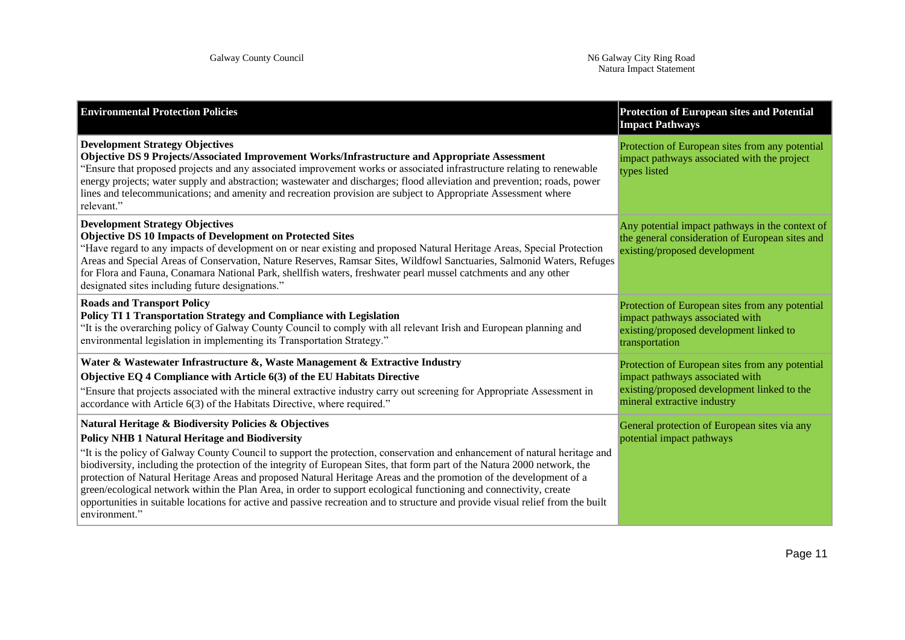| Environmental Protection Policies | Protection of European sites and Potential Impact Pathways |
|---|---|
| **Development Strategy Objectives**<br>**Objective DS 9 Projects/Associated Improvement Works/Infrastructure and Appropriate Assessment**<br>"Ensure that proposed projects and any associated improvement works or associated infrastructure relating to renewable energy projects; water supply and abstraction; wastewater and discharges; flood alleviation and prevention; roads, power lines and telecommunications; and amenity and recreation provision are subject to Appropriate Assessment where relevant." | Protection of European sites from any potential impact pathways associated with the project types listed |
| **Development Strategy Objectives**<br>**Objective DS 10 Impacts of Development on Protected Sites**<br>"Have regard to any impacts of development on or near existing and proposed Natural Heritage Areas, Special Protection Areas and Special Areas of Conservation, Nature Reserves, Ramsar Sites, Wildfowl Sanctuaries, Salmonid Waters, Refuges for Flora and Fauna, Conamara National Park, shellfish waters, freshwater pearl mussel catchments and any other designated sites including future designations." | Any potential impact pathways in the context of the general consideration of European sites and existing/proposed development |
| **Roads and Transport Policy**<br>**Policy TI 1 Transportation Strategy and Compliance with Legislation**<br>"It is the overarching policy of Galway County Council to comply with all relevant Irish and European planning and environmental legislation in implementing its Transportation Strategy." | Protection of European sites from any potential impact pathways associated with existing/proposed development linked to transportation |
| **Water & Wastewater Infrastructure &, Waste Management & Extractive Industry**<br>**Objective EQ 4 Compliance with Article 6(3) of the EU Habitats Directive**<br>"Ensure that projects associated with the mineral extractive industry carry out screening for Appropriate Assessment in accordance with Article 6(3) of the Habitats Directive, where required." | Protection of European sites from any potential impact pathways associated with existing/proposed development linked to the mineral extractive industry |
| **Natural Heritage & Biodiversity Policies & Objectives**<br>**Policy NHB 1 Natural Heritage and Biodiversity**<br>"It is the policy of Galway County Council to support the protection, conservation and enhancement of natural heritage and biodiversity, including the protection of the integrity of European Sites, that form part of the Natura 2000 network, the protection of Natural Heritage Areas and proposed Natural Heritage Areas and the promotion of the development of a green/ecological network within the Plan Area, in order to support ecological functioning and connectivity, create opportunities in suitable locations for active and passive recreation and to structure and provide visual relief from the built environment." | General protection of European sites via any potential impact pathways |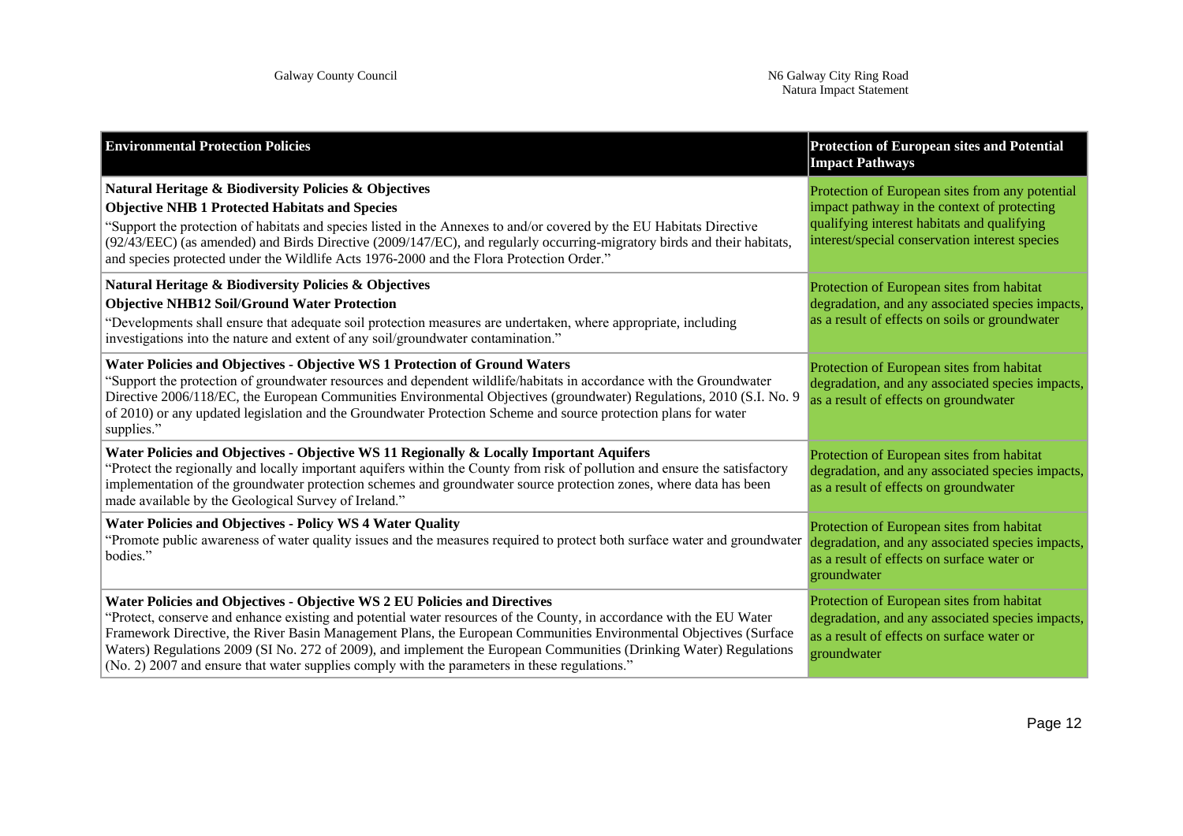| Environmental Protection Policies | Protection of European sites and Potential Impact Pathways |
|---|---|
| **Natural Heritage & Biodiversity Policies & Objectives**<br>**Objective NHB 1 Protected Habitats and Species**<br>"Support the protection of habitats and species listed in the Annexes to and/or covered by the EU Habitats Directive (92/43/EEC) (as amended) and Birds Directive (2009/147/EC), and regularly occurring-migratory birds and their habitats, and species protected under the Wildlife Acts 1976-2000 and the Flora Protection Order." | Protection of European sites from any potential impact pathway in the context of protecting qualifying interest habitats and qualifying interest/special conservation interest species |
| **Natural Heritage & Biodiversity Policies & Objectives**<br>**Objective NHB12 Soil/Ground Water Protection**<br>"Developments shall ensure that adequate soil protection measures are undertaken, where appropriate, including investigations into the nature and extent of any soil/groundwater contamination." | Protection of European sites from habitat degradation, and any associated species impacts, as a result of effects on soils or groundwater |
| **Water Policies and Objectives - Objective WS 1 Protection of Ground Waters**<br>"Support the protection of groundwater resources and dependent wildlife/habitats in accordance with the Groundwater Directive 2006/118/EC, the European Communities Environmental Objectives (groundwater) Regulations, 2010 (S.I. No. 9 of 2010) or any updated legislation and the Groundwater Protection Scheme and source protection plans for water supplies." | Protection of European sites from habitat degradation, and any associated species impacts, as a result of effects on groundwater |
| **Water Policies and Objectives - Objective WS 11 Regionally & Locally Important Aquifers**<br>"Protect the regionally and locally important aquifers within the County from risk of pollution and ensure the satisfactory implementation of the groundwater protection schemes and groundwater source protection zones, where data has been made available by the Geological Survey of Ireland." | Protection of European sites from habitat degradation, and any associated species impacts, as a result of effects on groundwater |
| **Water Policies and Objectives - Policy WS 4 Water Quality**<br>"Promote public awareness of water quality issues and the measures required to protect both surface water and groundwater bodies." | Protection of European sites from habitat degradation, and any associated species impacts, as a result of effects on surface water or groundwater |
| **Water Policies and Objectives - Objective WS 2 EU Policies and Directives**<br>"Protect, conserve and enhance existing and potential water resources of the County, in accordance with the EU Water Framework Directive, the River Basin Management Plans, the European Communities Environmental Objectives (Surface Waters) Regulations 2009 (SI No. 272 of 2009), and implement the European Communities (Drinking Water) Regulations (No. 2) 2007 and ensure that water supplies comply with the parameters in these regulations." | Protection of European sites from habitat degradation, and any associated species impacts, as a result of effects on surface water or groundwater |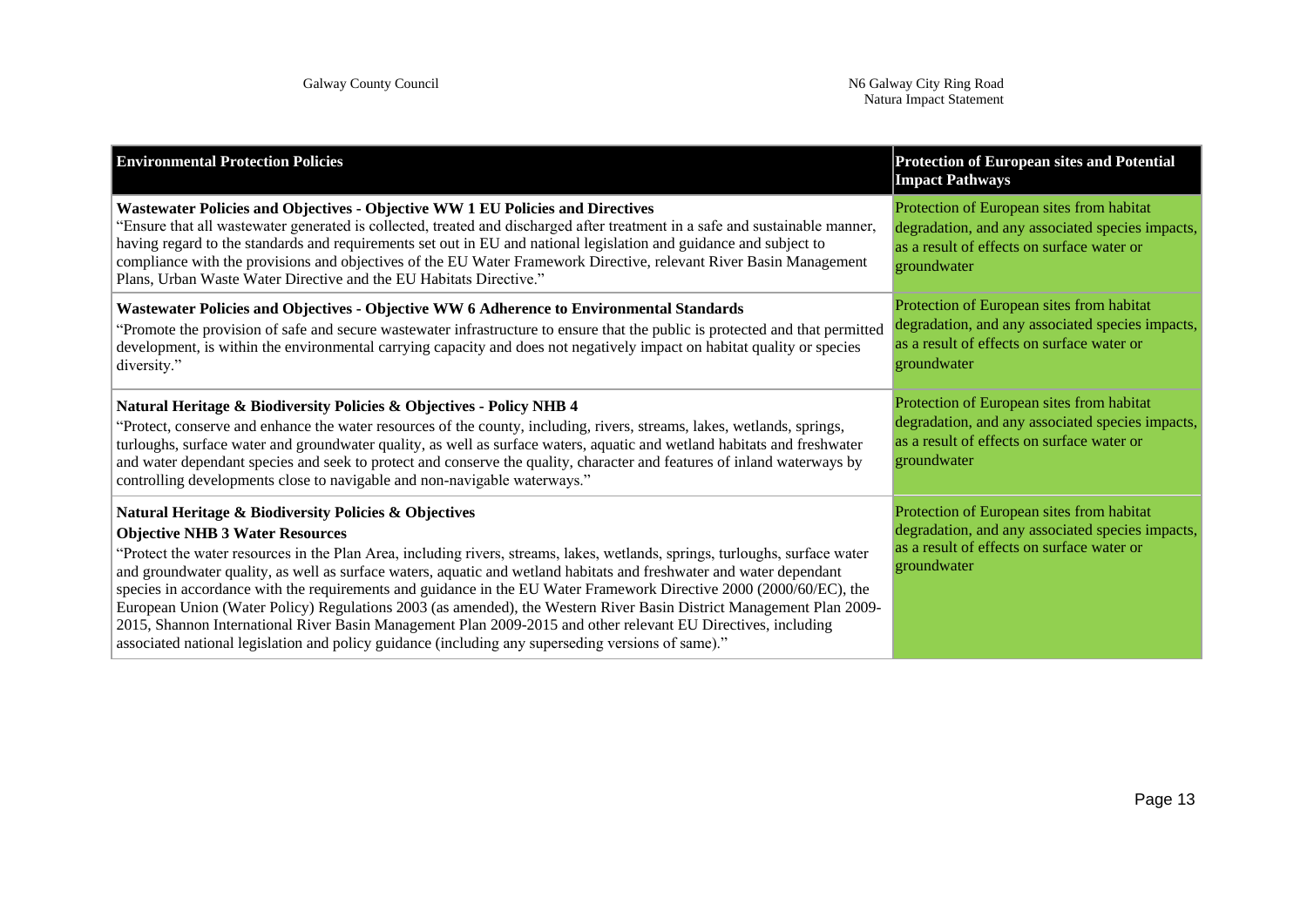| Environmental Protection Policies | Protection of European sites and Potential Impact Pathways |
|---|---|
| **Wastewater Policies and Objectives - Objective WW 1 EU Policies and Directives**<br>"Ensure that all wastewater generated is collected, treated and discharged after treatment in a safe and sustainable manner, having regard to the standards and requirements set out in EU and national legislation and guidance and subject to compliance with the provisions and objectives of the EU Water Framework Directive, relevant River Basin Management Plans, Urban Waste Water Directive and the EU Habitats Directive." | Protection of European sites from habitat degradation, and any associated species impacts, as a result of effects on surface water or groundwater |
| **Wastewater Policies and Objectives - Objective WW 6 Adherence to Environmental Standards**<br>"Promote the provision of safe and secure wastewater infrastructure to ensure that the public is protected and that permitted development, is within the environmental carrying capacity and does not negatively impact on habitat quality or species diversity." | Protection of European sites from habitat degradation, and any associated species impacts, as a result of effects on surface water or groundwater |
| **Natural Heritage & Biodiversity Policies & Objectives - Policy NHB 4**<br>"Protect, conserve and enhance the water resources of the county, including, rivers, streams, lakes, wetlands, springs, turloughs, surface water and groundwater quality, as well as surface waters, aquatic and wetland habitats and freshwater and water dependant species and seek to protect and conserve the quality, character and features of inland waterways by controlling developments close to navigable and non-navigable waterways." | Protection of European sites from habitat degradation, and any associated species impacts, as a result of effects on surface water or groundwater |
| **Natural Heritage & Biodiversity Policies & Objectives**<br>**Objective NHB 3 Water Resources**<br>"Protect the water resources in the Plan Area, including rivers, streams, lakes, wetlands, springs, turloughs, surface water and groundwater quality, as well as surface waters, aquatic and wetland habitats and freshwater and water dependant species in accordance with the requirements and guidance in the EU Water Framework Directive 2000 (2000/60/EC), the European Union (Water Policy) Regulations 2003 (as amended), the Western River Basin District Management Plan 2009-2015, Shannon International River Basin Management Plan 2009-2015 and other relevant EU Directives, including associated national legislation and policy guidance (including any superseding versions of same)." | Protection of European sites from habitat degradation, and any associated species impacts, as a result of effects on surface water or groundwater |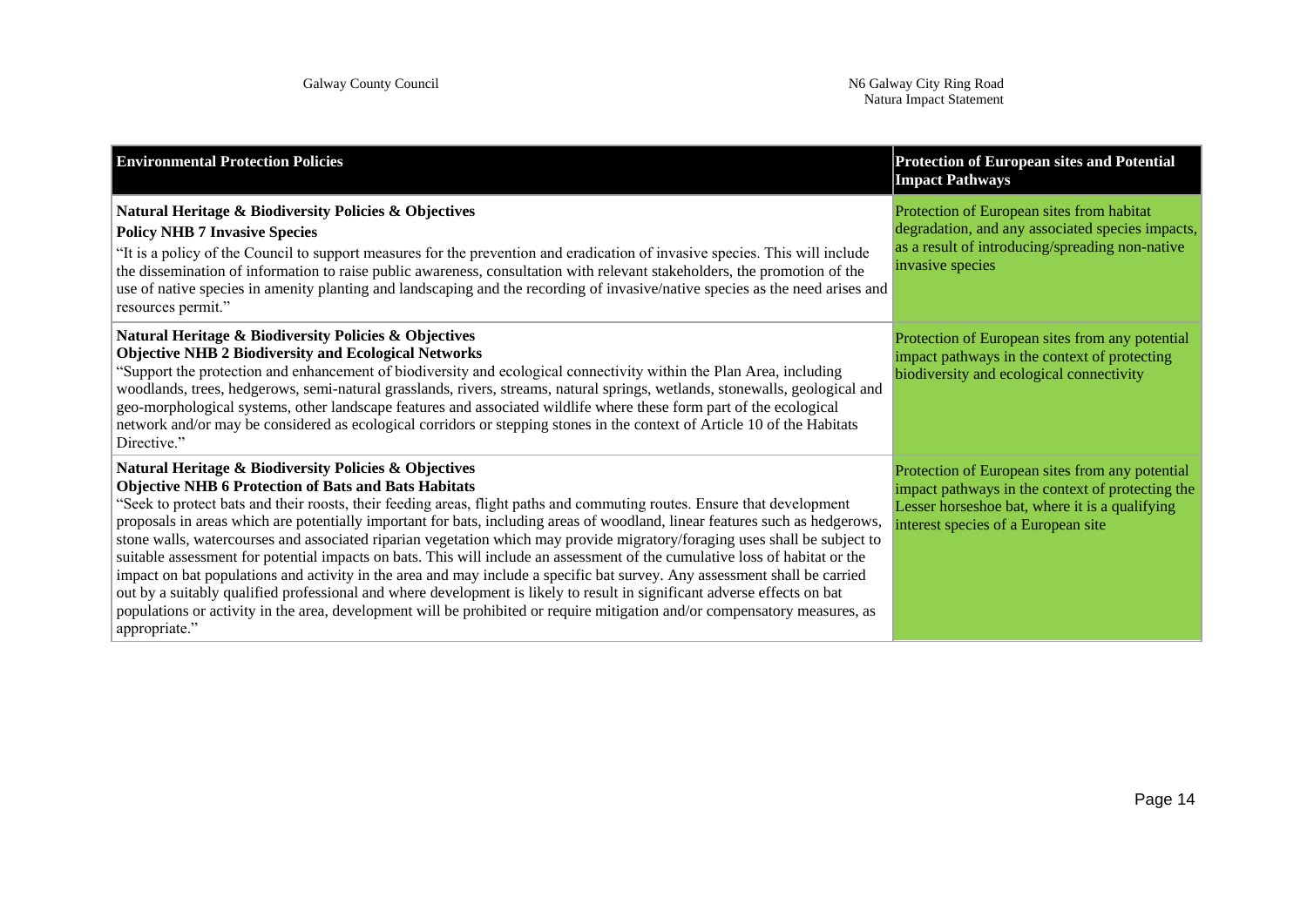| Environmental Protection Policies | Protection of European sites and Potential Impact Pathways |
|---|---|
| **Natural Heritage & Biodiversity Policies & Objectives** <br> **Policy NHB 7 Invasive Species** <br> "It is a policy of the Council to support measures for the prevention and eradication of invasive species. This will include the dissemination of information to raise public awareness, consultation with relevant stakeholders, the promotion of the use of native species in amenity planting and landscaping and the recording of invasive/native species as the need arises and resources permit." | Protection of European sites from habitat degradation, and any associated species impacts, as a result of introducing/spreading non-native invasive species |
| **Natural Heritage & Biodiversity Policies & Objectives** <br> **Objective NHB 2 Biodiversity and Ecological Networks** <br> "Support the protection and enhancement of biodiversity and ecological connectivity within the Plan Area, including woodlands, trees, hedgerows, semi-natural grasslands, rivers, streams, natural springs, wetlands, stonewalls, geological and geo-morphological systems, other landscape features and associated wildlife where these form part of the ecological network and/or may be considered as ecological corridors or stepping stones in the context of Article 10 of the Habitats Directive." | Protection of European sites from any potential impact pathways in the context of protecting biodiversity and ecological connectivity |
| **Natural Heritage & Biodiversity Policies & Objectives** <br> **Objective NHB 6 Protection of Bats and Bats Habitats** <br> "Seek to protect bats and their roosts, their feeding areas, flight paths and commuting routes. Ensure that development proposals in areas which are potentially important for bats, including areas of woodland, linear features such as hedgerows, stone walls, watercourses and associated riparian vegetation which may provide migratory/foraging uses shall be subject to suitable assessment for potential impacts on bats. This will include an assessment of the cumulative loss of habitat or the impact on bat populations and activity in the area and may include a specific bat survey. Any assessment shall be carried out by a suitably qualified professional and where development is likely to result in significant adverse effects on bat populations or activity in the area, development will be prohibited or require mitigation and/or compensatory measures, as appropriate." | Protection of European sites from any potential impact pathways in the context of protecting the Lesser horseshoe bat, where it is a qualifying interest species of a European site |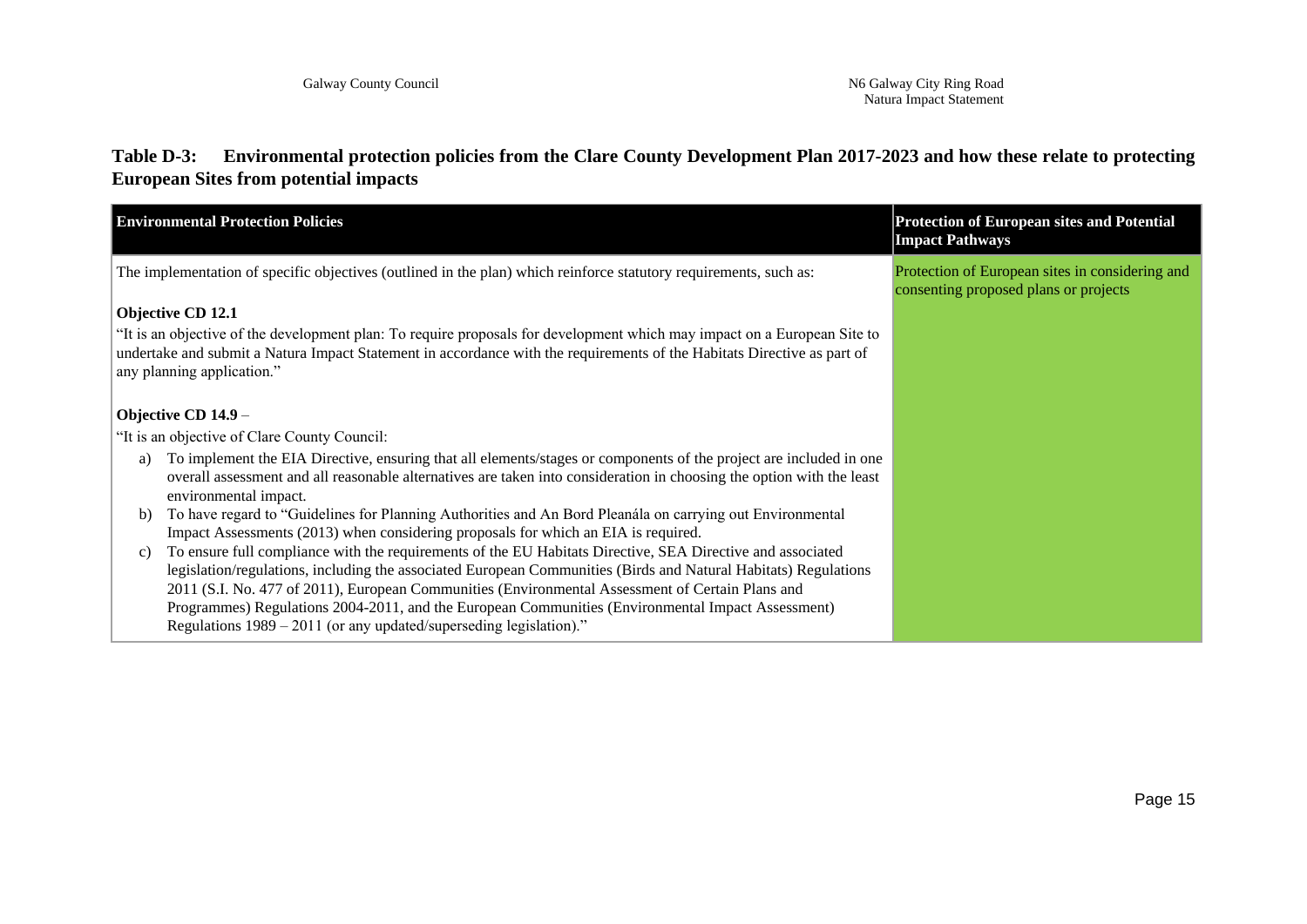**Table D-3: Environmental protection policies from the Clare County Development Plan 2017-2023 and how these relate to protecting European Sites from potential impacts**

| Environmental Protection Policies | Protection of European sites and Potential Impact Pathways |
|---|---|
| The implementation of specific objectives (outlined in the plan) which reinforce statutory requirements, such as:<br><br>**Objective CD 12.1**<br>"It is an objective of the development plan: To require proposals for development which may impact on a European Site to undertake and submit a Natura Impact Statement in accordance with the requirements of the Habitats Directive as part of any planning application."<br><br>**Objective CD 14.9** –<br>"It is an objective of Clare County Council:<br>a) To implement the EIA Directive, ensuring that all elements/stages or components of the project are included in one overall assessment and all reasonable alternatives are taken into consideration in choosing the option with the least environmental impact.<br>b) To have regard to "Guidelines for Planning Authorities and An Bord Pleanála on carrying out Environmental Impact Assessments (2013) when considering proposals for which an EIA is required.<br>c) To ensure full compliance with the requirements of the EU Habitats Directive, SEA Directive and associated legislation/regulations, including the associated European Communities (Birds and Natural Habitats) Regulations 2011 (S.I. No. 477 of 2011), European Communities (Environmental Assessment of Certain Plans and Programmes) Regulations 2004-2011, and the European Communities (Environmental Impact Assessment) Regulations 1989 – 2011 (or any updated/superseding legislation)." | Protection of European sites in considering and consenting proposed plans or projects |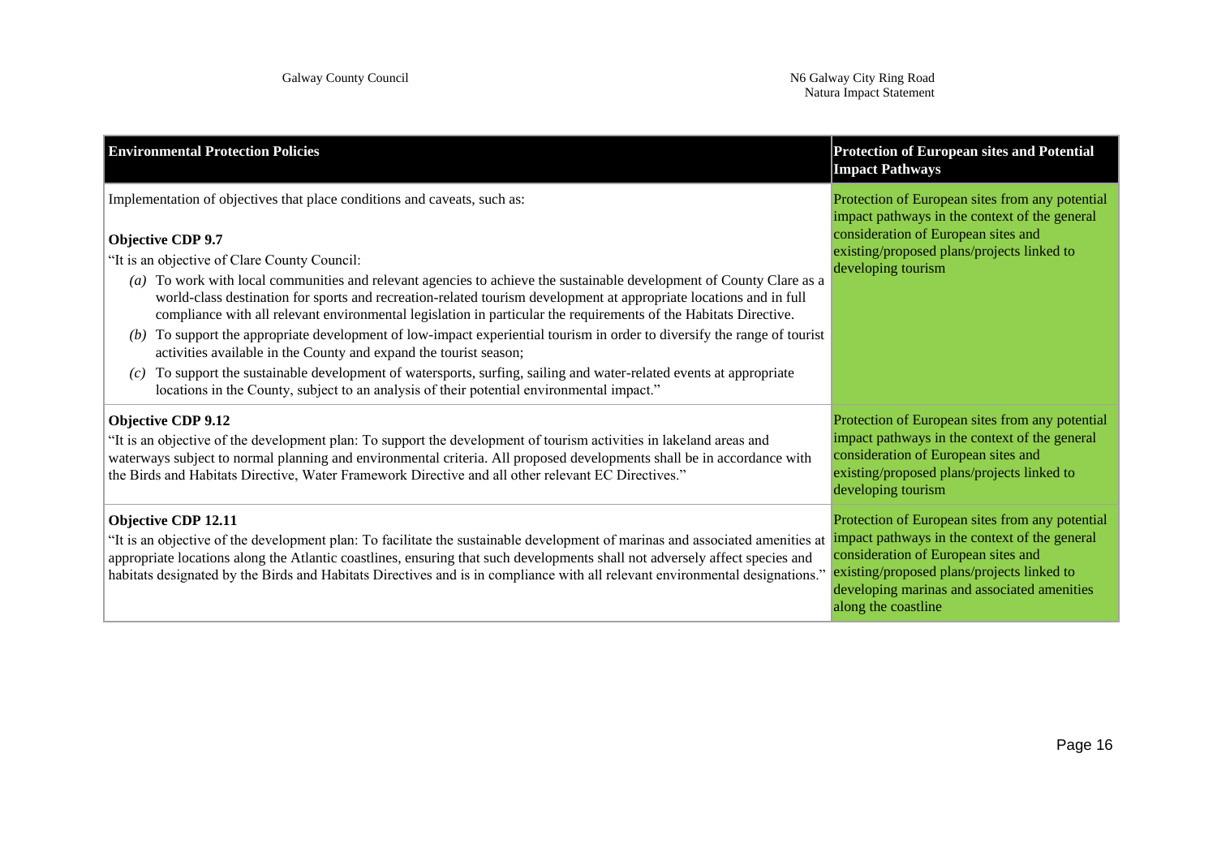| **Environmental Protection Policies** | **Protection of European sites and Potential Impact Pathways** |
|---|---|
| Implementation of objectives that place conditions and caveats, such as:<br><br>**Objective CDP 9.7**<br>"It is an objective of Clare County Council:<br>*(a)* To work with local communities and relevant agencies to achieve the sustainable development of County Clare as a world-class destination for sports and recreation-related tourism development at appropriate locations and in full compliance with all relevant environmental legislation in particular the requirements of the Habitats Directive.<br>*(b)* To support the appropriate development of low-impact experiential tourism in order to diversify the range of tourist activities available in the County and expand the tourist season;<br>*(c)* To support the sustainable development of watersports, surfing, sailing and water-related events at appropriate locations in the County, subject to an analysis of their potential environmental impact." | Protection of European sites from any potential impact pathways in the context of the general consideration of European sites and existing/proposed plans/projects linked to developing tourism |
| **Objective CDP 9.12**<br>"It is an objective of the development plan: To support the development of tourism activities in lakeland areas and waterways subject to normal planning and environmental criteria. All proposed developments shall be in accordance with the Birds and Habitats Directive, Water Framework Directive and all other relevant EC Directives." | Protection of European sites from any potential impact pathways in the context of the general consideration of European sites and existing/proposed plans/projects linked to developing tourism |
| **Objective CDP 12.11**<br>"It is an objective of the development plan: To facilitate the sustainable development of marinas and associated amenities at appropriate locations along the Atlantic coastlines, ensuring that such developments shall not adversely affect species and habitats designated by the Birds and Habitats Directives and is in compliance with all relevant environmental designations." | Protection of European sites from any potential impact pathways in the context of the general consideration of European sites and existing/proposed plans/projects linked to developing marinas and associated amenities along the coastline |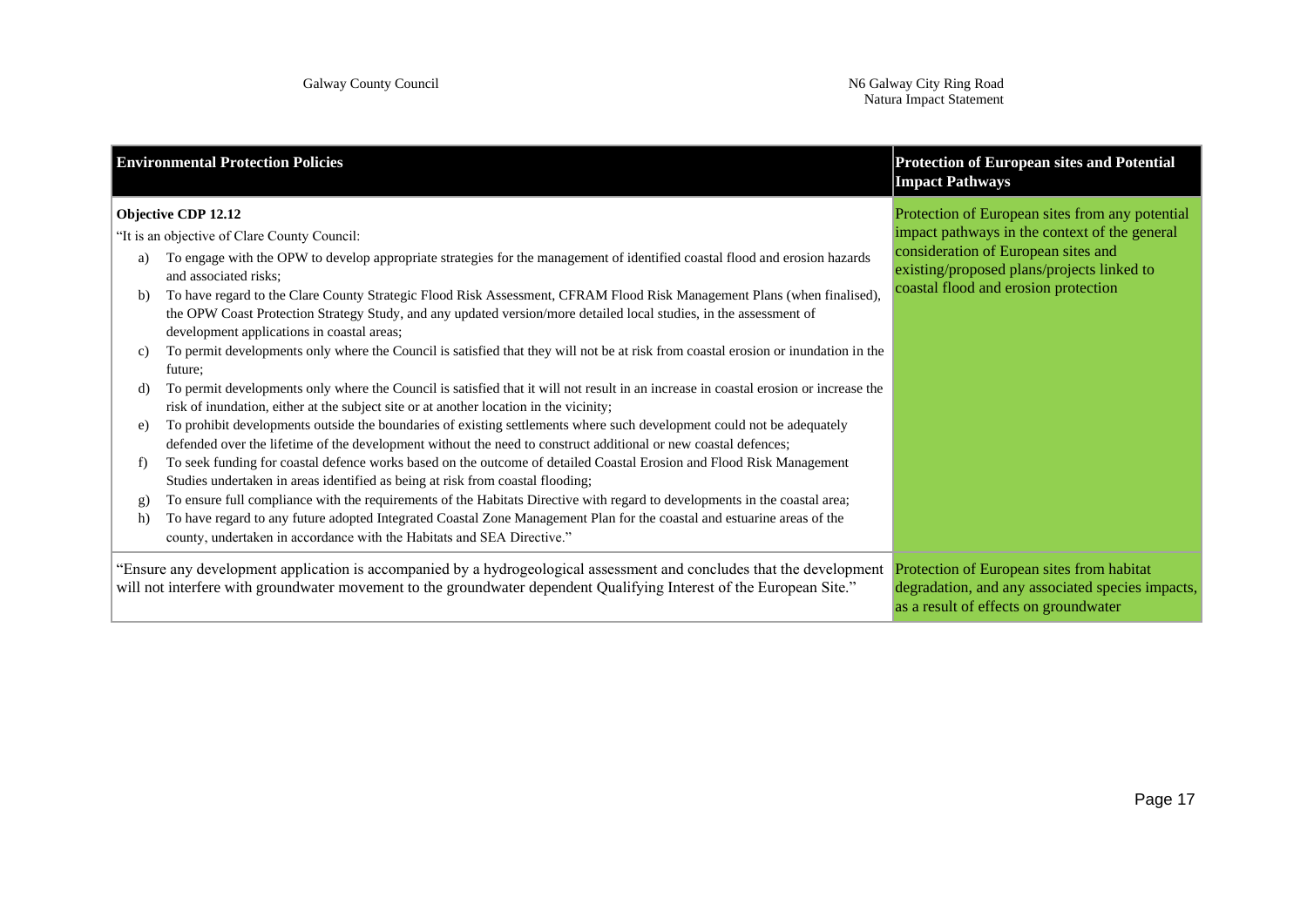| Environmental Protection Policies | Protection of European sites and Potential Impact Pathways |
|---|---|
| **Objective CDP 12.12**<br>"It is an objective of Clare County Council:<br>a) To engage with the OPW to develop appropriate strategies for the management of identified coastal flood and erosion hazards and associated risks;<br>b) To have regard to the Clare County Strategic Flood Risk Assessment, CFRAM Flood Risk Management Plans (when finalised), the OPW Coast Protection Strategy Study, and any updated version/more detailed local studies, in the assessment of development applications in coastal areas;<br>c) To permit developments only where the Council is satisfied that they will not be at risk from coastal erosion or inundation in the future;<br>d) To permit developments only where the Council is satisfied that it will not result in an increase in coastal erosion or increase the risk of inundation, either at the subject site or at another location in the vicinity;<br>e) To prohibit developments outside the boundaries of existing settlements where such development could not be adequately defended over the lifetime of the development without the need to construct additional or new coastal defences;<br>f) To seek funding for coastal defence works based on the outcome of detailed Coastal Erosion and Flood Risk Management Studies undertaken in areas identified as being at risk from coastal flooding;<br>g) To ensure full compliance with the requirements of the Habitats Directive with regard to developments in the coastal area;<br>h) To have regard to any future adopted Integrated Coastal Zone Management Plan for the coastal and estuarine areas of the county, undertaken in accordance with the Habitats and SEA Directive." | Protection of European sites from any potential impact pathways in the context of the general consideration of European sites and existing/proposed plans/projects linked to coastal flood and erosion protection |
| "Ensure any development application is accompanied by a hydrogeological assessment and concludes that the development will not interfere with groundwater movement to the groundwater dependent Qualifying Interest of the European Site." | Protection of European sites from habitat degradation, and any associated species impacts, as a result of effects on groundwater |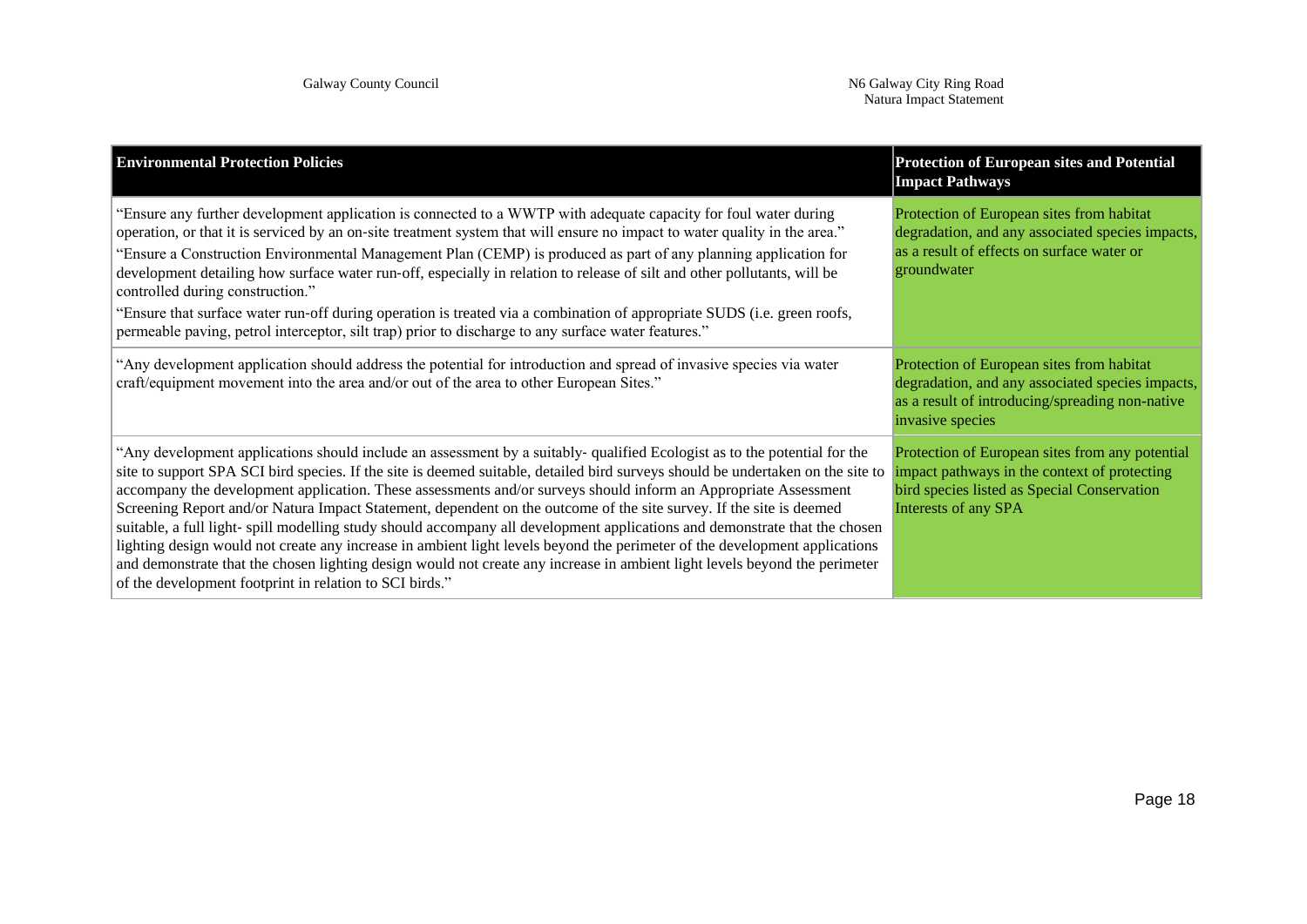| Environmental Protection Policies | Protection of European sites and Potential Impact Pathways |
|---|---|
| "Ensure any further development application is connected to a WWTP with adequate capacity for foul water during operation, or that it is serviced by an on-site treatment system that will ensure no impact to water quality in the area." "Ensure a Construction Environmental Management Plan (CEMP) is produced as part of any planning application for development detailing how surface water run-off, especially in relation to release of silt and other pollutants, will be controlled during construction." "Ensure that surface water run-off during operation is treated via a combination of appropriate SUDS (i.e. green roofs, permeable paving, petrol interceptor, silt trap) prior to discharge to any surface water features." | Protection of European sites from habitat degradation, and any associated species impacts, as a result of effects on surface water or groundwater |
| "Any development application should address the potential for introduction and spread of invasive species via water craft/equipment movement into the area and/or out of the area to other European Sites." | Protection of European sites from habitat degradation, and any associated species impacts, as a result of introducing/spreading non-native invasive species |
| "Any development applications should include an assessment by a suitably- qualified Ecologist as to the potential for the site to support SPA SCI bird species. If the site is deemed suitable, detailed bird surveys should be undertaken on the site to accompany the development application. These assessments and/or surveys should inform an Appropriate Assessment Screening Report and/or Natura Impact Statement, dependent on the outcome of the site survey. If the site is deemed suitable, a full light- spill modelling study should accompany all development applications and demonstrate that the chosen lighting design would not create any increase in ambient light levels beyond the perimeter of the development applications and demonstrate that the chosen lighting design would not create any increase in ambient light levels beyond the perimeter of the development footprint in relation to SCI birds." | Protection of European sites from any potential impact pathways in the context of protecting bird species listed as Special Conservation Interests of any SPA |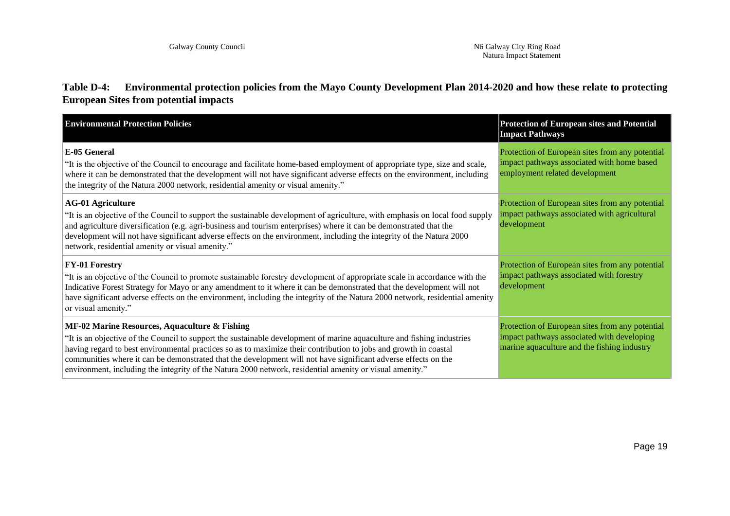**Table D-4: Environmental protection policies from the Mayo County Development Plan 2014-2020 and how these relate to protecting European Sites from potential impacts**

| Environmental Protection Policies | Protection of European sites and Potential Impact Pathways |
| --- | --- |
| **E-05 General**<br>"It is the objective of the Council to encourage and facilitate home-based employment of appropriate type, size and scale, where it can be demonstrated that the development will not have significant adverse effects on the environment, including the integrity of the Natura 2000 network, residential amenity or visual amenity." | Protection of European sites from any potential impact pathways associated with home based employment related development |
| **AG-01 Agriculture**<br>"It is an objective of the Council to support the sustainable development of agriculture, with emphasis on local food supply and agriculture diversification (e.g. agri-business and tourism enterprises) where it can be demonstrated that the development will not have significant adverse effects on the environment, including the integrity of the Natura 2000 network, residential amenity or visual amenity." | Protection of European sites from any potential impact pathways associated with agricultural development |
| **FY-01 Forestry**<br>"It is an objective of the Council to promote sustainable forestry development of appropriate scale in accordance with the Indicative Forest Strategy for Mayo or any amendment to it where it can be demonstrated that the development will not have significant adverse effects on the environment, including the integrity of the Natura 2000 network, residential amenity or visual amenity." | Protection of European sites from any potential impact pathways associated with forestry development |
| **MF-02 Marine Resources, Aquaculture & Fishing**<br>"It is an objective of the Council to support the sustainable development of marine aquaculture and fishing industries having regard to best environmental practices so as to maximize their contribution to jobs and growth in coastal communities where it can be demonstrated that the development will not have significant adverse effects on the environment, including the integrity of the Natura 2000 network, residential amenity or visual amenity." | Protection of European sites from any potential impact pathways associated with developing marine aquaculture and the fishing industry |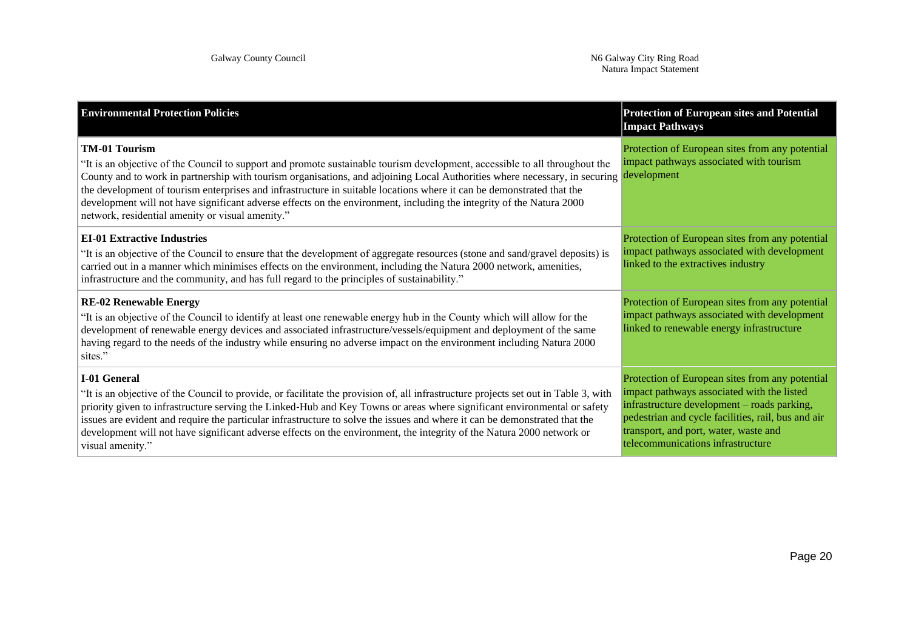| Environmental Protection Policies | Protection of European sites and Potential Impact Pathways |
| --- | --- |
| **TM-01 Tourism**<br>"It is an objective of the Council to support and promote sustainable tourism development, accessible to all throughout the County and to work in partnership with tourism organisations, and adjoining Local Authorities where necessary, in securing the development of tourism enterprises and infrastructure in suitable locations where it can be demonstrated that the development will not have significant adverse effects on the environment, including the integrity of the Natura 2000 network, residential amenity or visual amenity." | Protection of European sites from any potential impact pathways associated with tourism development |
| **EI-01 Extractive Industries**<br>"It is an objective of the Council to ensure that the development of aggregate resources (stone and sand/gravel deposits) is carried out in a manner which minimises effects on the environment, including the Natura 2000 network, amenities, infrastructure and the community, and has full regard to the principles of sustainability." | Protection of European sites from any potential impact pathways associated with development linked to the extractives industry |
| **RE-02 Renewable Energy**<br>"It is an objective of the Council to identify at least one renewable energy hub in the County which will allow for the development of renewable energy devices and associated infrastructure/vessels/equipment and deployment of the same having regard to the needs of the industry while ensuring no adverse impact on the environment including Natura 2000 sites." | Protection of European sites from any potential impact pathways associated with development linked to renewable energy infrastructure |
| **I-01 General**<br>"It is an objective of the Council to provide, or facilitate the provision of, all infrastructure projects set out in Table 3, with priority given to infrastructure serving the Linked-Hub and Key Towns or areas where significant environmental or safety issues are evident and require the particular infrastructure to solve the issues and where it can be demonstrated that the development will not have significant adverse effects on the environment, the integrity of the Natura 2000 network or visual amenity." | Protection of European sites from any potential impact pathways associated with the listed infrastructure development – roads parking, pedestrian and cycle facilities, rail, bus and air transport, and port, water, waste and telecommunications infrastructure |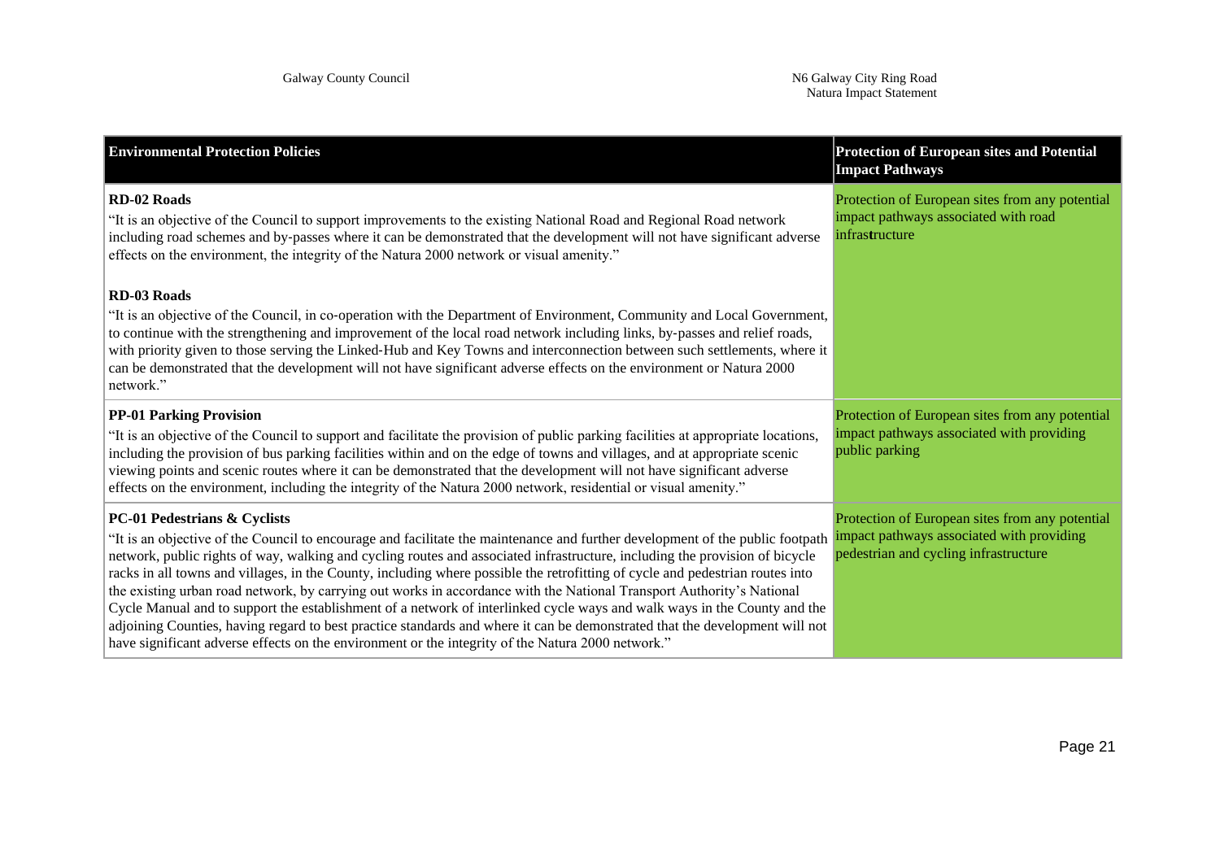| Environmental Protection Policies | Protection of European sites and Potential Impact Pathways |
|---|---|
| **RD-02 Roads**<br>"It is an objective of the Council to support improvements to the existing National Road and Regional Road network including road schemes and by-passes where it can be demonstrated that the development will not have significant adverse effects on the environment, the integrity of the Natura 2000 network or visual amenity."<br><br>**RD-03 Roads**<br>"It is an objective of the Council, in co-operation with the Department of Environment, Community and Local Government, to continue with the strengthening and improvement of the local road network including links, by-passes and relief roads, with priority given to those serving the Linked-Hub and Key Towns and interconnection between such settlements, where it can be demonstrated that the development will not have significant adverse effects on the environment or Natura 2000 network." | Protection of European sites from any potential impact pathways associated with road infrastructure |
| **PP-01 Parking Provision**<br>"It is an objective of the Council to support and facilitate the provision of public parking facilities at appropriate locations, including the provision of bus parking facilities within and on the edge of towns and villages, and at appropriate scenic viewing points and scenic routes where it can be demonstrated that the development will not have significant adverse effects on the environment, including the integrity of the Natura 2000 network, residential or visual amenity." | Protection of European sites from any potential impact pathways associated with providing public parking |
| **PC-01 Pedestrians & Cyclists**<br>"It is an objective of the Council to encourage and facilitate the maintenance and further development of the public footpath network, public rights of way, walking and cycling routes and associated infrastructure, including the provision of bicycle racks in all towns and villages, in the County, including where possible the retrofitting of cycle and pedestrian routes into the existing urban road network, by carrying out works in accordance with the National Transport Authority's National Cycle Manual and to support the establishment of a network of interlinked cycle ways and walk ways in the County and the adjoining Counties, having regard to best practice standards and where it can be demonstrated that the development will not have significant adverse effects on the environment or the integrity of the Natura 2000 network." | Protection of European sites from any potential impact pathways associated with providing pedestrian and cycling infrastructure |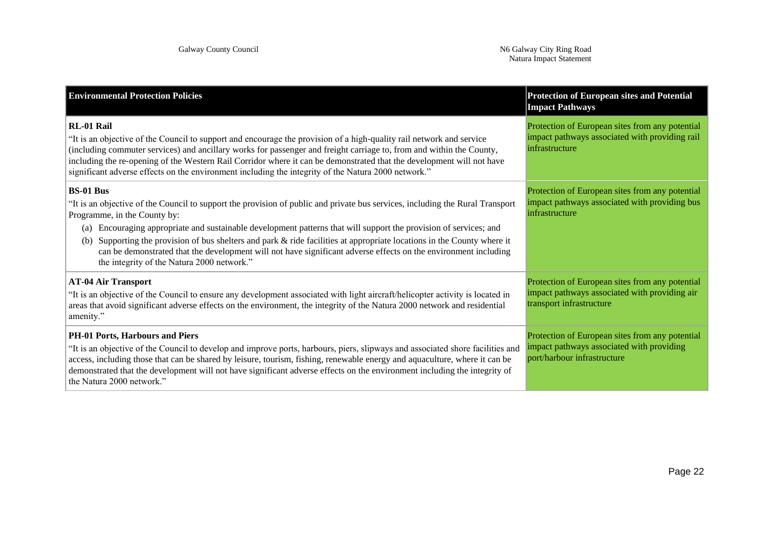| **Environmental Protection Policies** | **Protection of European sites and Potential Impact Pathways** |
|---|---|
| **RL-01 Rail**<br>"It is an objective of the Council to support and encourage the provision of a high-quality rail network and service (including commuter services) and ancillary works for passenger and freight carriage to, from and within the County, including the re-opening of the Western Rail Corridor where it can be demonstrated that the development will not have significant adverse effects on the environment including the integrity of the Natura 2000 network." | Protection of European sites from any potential impact pathways associated with providing rail infrastructure |
| **BS-01 Bus**<br>"It is an objective of the Council to support the provision of public and private bus services, including the Rural Transport Programme, in the County by:<br>(a) Encouraging appropriate and sustainable development patterns that will support the provision of services; and<br>(b) Supporting the provision of bus shelters and park & ride facilities at appropriate locations in the County where it can be demonstrated that the development will not have significant adverse effects on the environment including the integrity of the Natura 2000 network." | Protection of European sites from any potential impact pathways associated with providing bus infrastructure |
| **AT-04 Air Transport**<br>"It is an objective of the Council to ensure any development associated with light aircraft/helicopter activity is located in areas that avoid significant adverse effects on the environment, the integrity of the Natura 2000 network and residential amenity." | Protection of European sites from any potential impact pathways associated with providing air transport infrastructure |
| **PH-01 Ports, Harbours and Piers**<br>"It is an objective of the Council to develop and improve ports, harbours, piers, slipways and associated shore facilities and access, including those that can be shared by leisure, tourism, fishing, renewable energy and aquaculture, where it can be demonstrated that the development will not have significant adverse effects on the environment including the integrity of the Natura 2000 network." | Protection of European sites from any potential impact pathways associated with providing port/harbour infrastructure |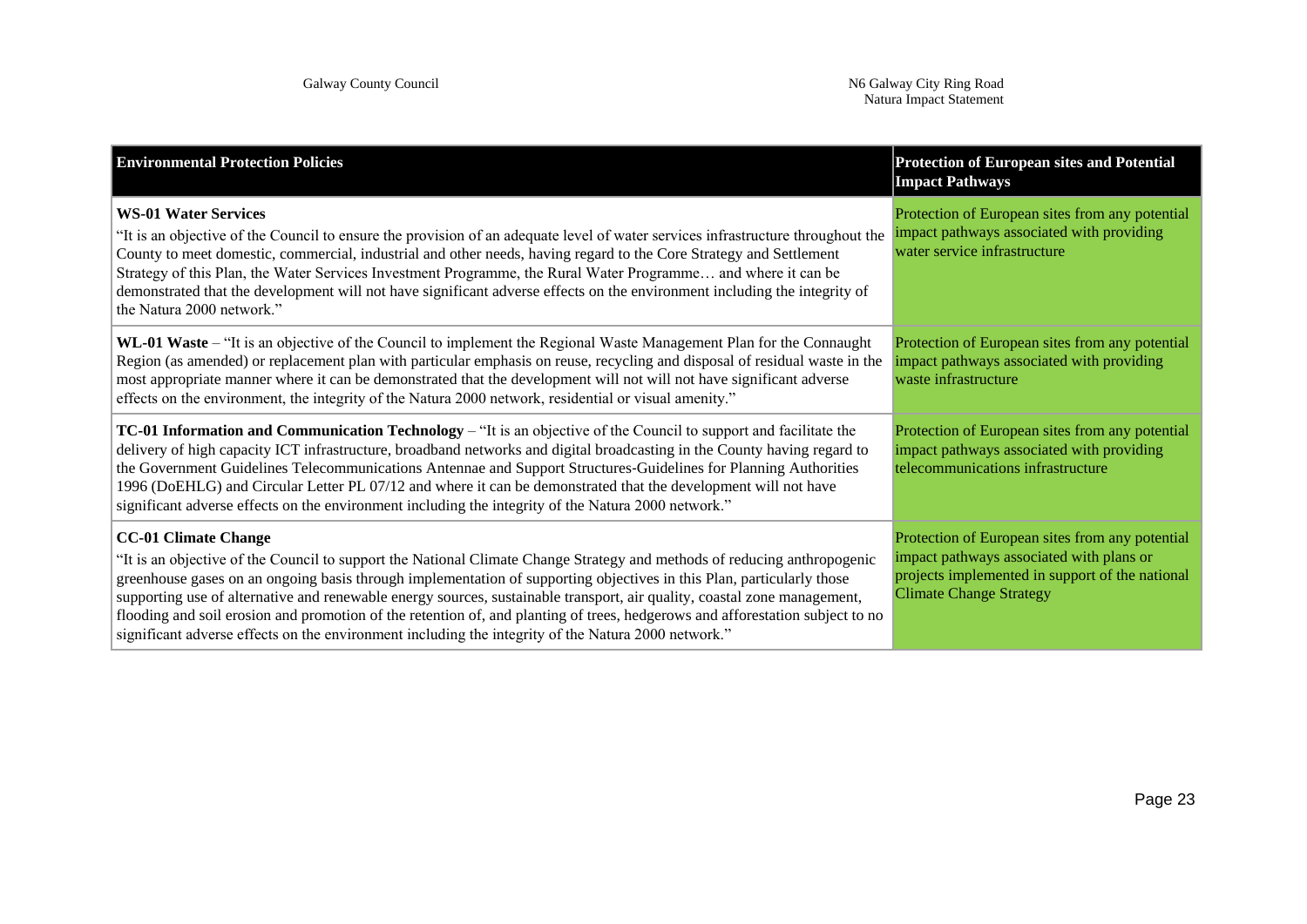| Environmental Protection Policies | Protection of European sites and Potential Impact Pathways |
| --- | --- |
| **WS-01 Water Services**<br>"It is an objective of the Council to ensure the provision of an adequate level of water services infrastructure throughout the County to meet domestic, commercial, industrial and other needs, having regard to the Core Strategy and Settlement Strategy of this Plan, the Water Services Investment Programme, the Rural Water Programme… and where it can be demonstrated that the development will not have significant adverse effects on the environment including the integrity of the Natura 2000 network." | Protection of European sites from any potential impact pathways associated with providing water service infrastructure |
| **WL-01 Waste** – "It is an objective of the Council to implement the Regional Waste Management Plan for the Connaught Region (as amended) or replacement plan with particular emphasis on reuse, recycling and disposal of residual waste in the most appropriate manner where it can be demonstrated that the development will not will not have significant adverse effects on the environment, the integrity of the Natura 2000 network, residential or visual amenity." | Protection of European sites from any potential impact pathways associated with providing waste infrastructure |
| **TC-01 Information and Communication Technology** – "It is an objective of the Council to support and facilitate the delivery of high capacity ICT infrastructure, broadband networks and digital broadcasting in the County having regard to the Government Guidelines Telecommunications Antennae and Support Structures-Guidelines for Planning Authorities 1996 (DoEHLG) and Circular Letter PL 07/12 and where it can be demonstrated that the development will not have significant adverse effects on the environment including the integrity of the Natura 2000 network." | Protection of European sites from any potential impact pathways associated with providing telecommunications infrastructure |
| **CC-01 Climate Change**<br>"It is an objective of the Council to support the National Climate Change Strategy and methods of reducing anthropogenic greenhouse gases on an ongoing basis through implementation of supporting objectives in this Plan, particularly those supporting use of alternative and renewable energy sources, sustainable transport, air quality, coastal zone management, flooding and soil erosion and promotion of the retention of, and planting of trees, hedgerows and afforestation subject to no significant adverse effects on the environment including the integrity of the Natura 2000 network." | Protection of European sites from any potential impact pathways associated with plans or projects implemented in support of the national Climate Change Strategy |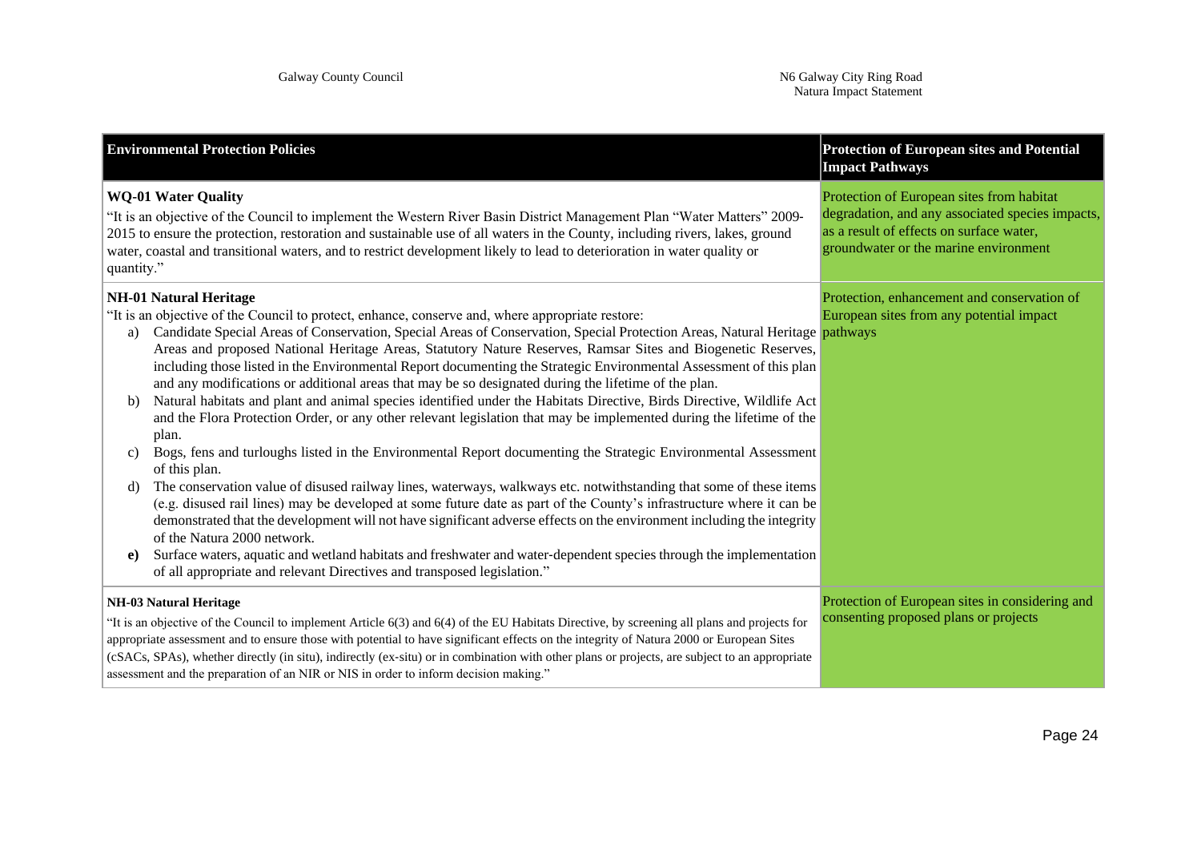| **Environmental Protection Policies** | **Protection of European sites and Potential Impact Pathways** |
| --- | --- |
| **WQ-01 Water Quality**<br>"It is an objective of the Council to implement the Western River Basin District Management Plan "Water Matters" 2009-2015 to ensure the protection, restoration and sustainable use of all waters in the County, including rivers, lakes, ground water, coastal and transitional waters, and to restrict development likely to lead to deterioration in water quality or quantity." | Protection of European sites from habitat degradation, and any associated species impacts, as a result of effects on surface water, groundwater or the marine environment |
| **NH-01 Natural Heritage**<br>"It is an objective of the Council to protect, enhance, conserve and, where appropriate restore:<br>a) Candidate Special Areas of Conservation, Special Areas of Conservation, Special Protection Areas, Natural Heritage Areas and proposed National Heritage Areas, Statutory Nature Reserves, Ramsar Sites and Biogenetic Reserves, including those listed in the Environmental Report documenting the Strategic Environmental Assessment of this plan and any modifications or additional areas that may be so designated during the lifetime of the plan.<br>b) Natural habitats and plant and animal species identified under the Habitats Directive, Birds Directive, Wildlife Act and the Flora Protection Order, or any other relevant legislation that may be implemented during the lifetime of the plan.<br>c) Bogs, fens and turloughs listed in the Environmental Report documenting the Strategic Environmental Assessment of this plan.<br>d) The conservation value of disused railway lines, waterways, walkways etc. notwithstanding that some of these items (e.g. disused rail lines) may be developed at some future date as part of the County's infrastructure where it can be demonstrated that the development will not have significant adverse effects on the environment including the integrity of the Natura 2000 network.<br>**e)** Surface waters, aquatic and wetland habitats and freshwater and water-dependent species through the implementation of all appropriate and relevant Directives and transposed legislation." | Protection, enhancement and conservation of European sites from any potential impact pathways |
| **NH-03 Natural Heritage**<br>"It is an objective of the Council to implement Article 6(3) and 6(4) of the EU Habitats Directive, by screening all plans and projects for appropriate assessment and to ensure those with potential to have significant effects on the integrity of Natura 2000 or European Sites (cSACs, SPAs), whether directly (in situ), indirectly (ex-situ) or in combination with other plans or projects, are subject to an appropriate assessment and the preparation of an NIR or NIS in order to inform decision making." | Protection of European sites in considering and consenting proposed plans or projects |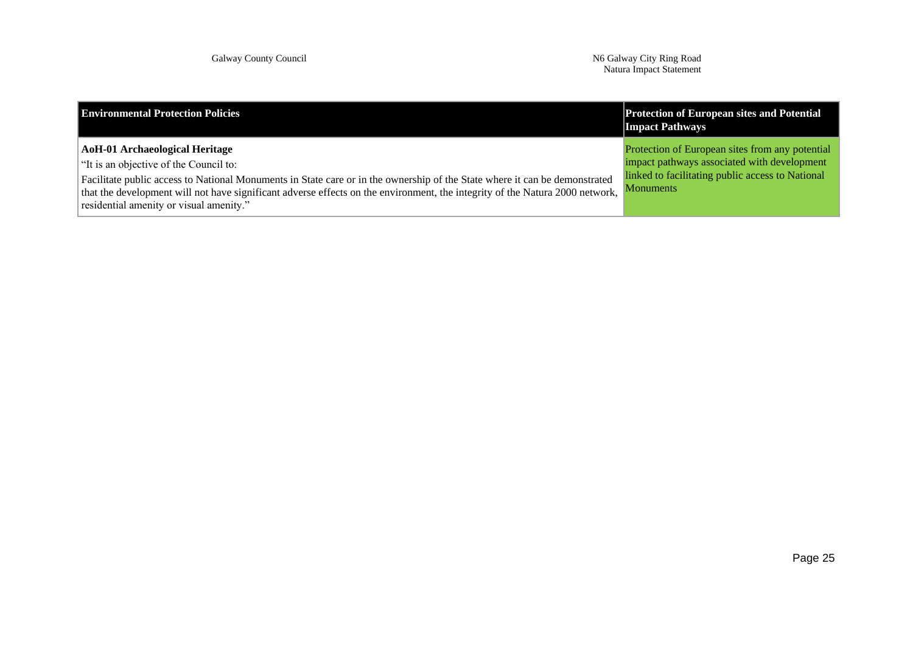| Environmental Protection Policies | Protection of European sites and Potential Impact Pathways |
|---|---|
| **AoH-01 Archaeological Heritage**<br>"It is an objective of the Council to:<br>Facilitate public access to National Monuments in State care or in the ownership of the State where it can be demonstrated that the development will not have significant adverse effects on the environment, the integrity of the Natura 2000 network, residential amenity or visual amenity." | Protection of European sites from any potential impact pathways associated with development linked to facilitating public access to National Monuments |